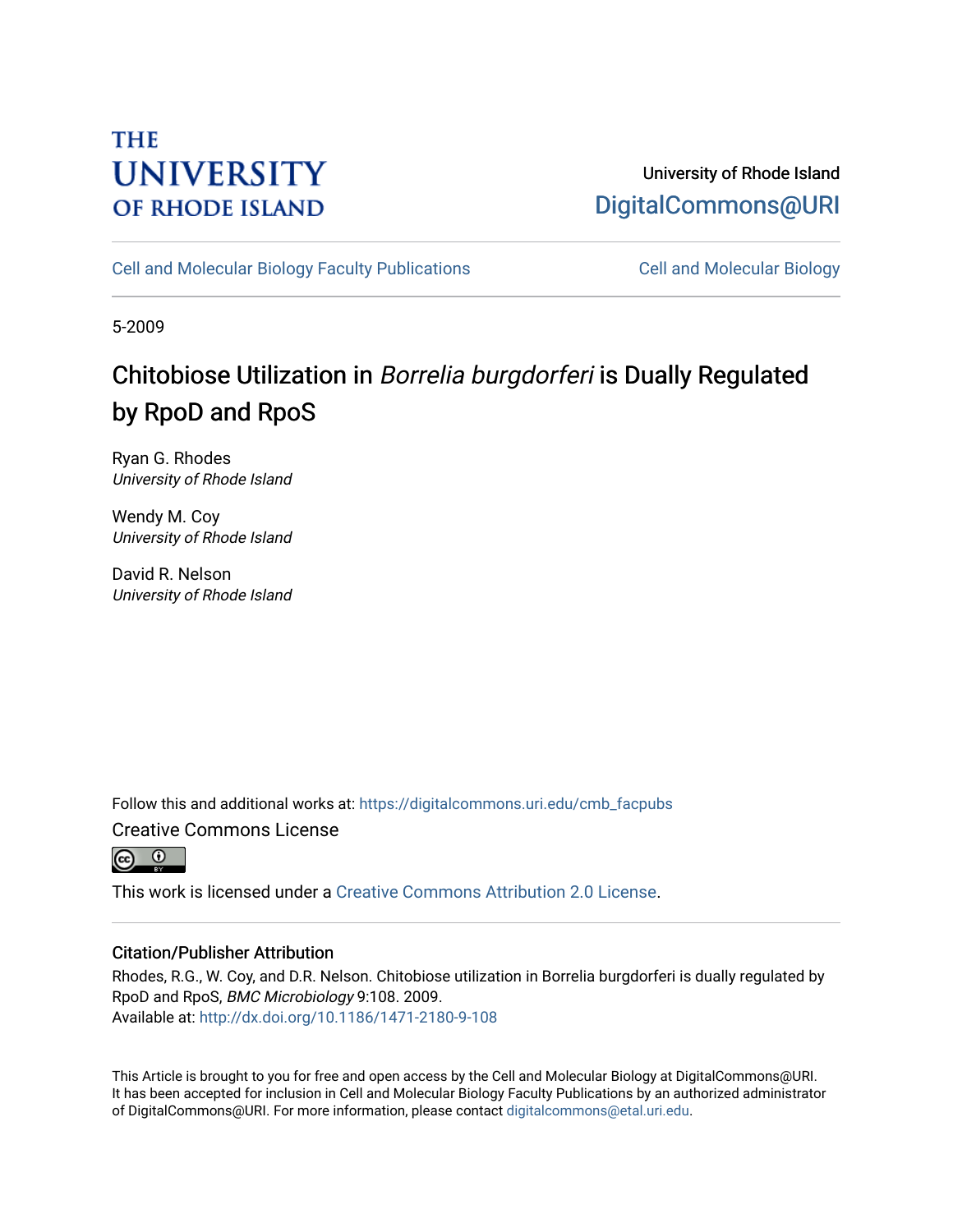THE UNIVERSITY OF RHODE ISLAND

University of Rhode Island
DigitalCommons@URI

Cell and Molecular Biology Faculty Publications | Cell and Molecular Biology

5-2009

# Chitobiose Utilization in *Borrelia burgdorferi* is Dually Regulated by RpoD and RpoS

Ryan G. Rhodes
*University of Rhode Island*

Wendy M. Coy
*University of Rhode Island*

David R. Nelson
*University of Rhode Island*

Follow this and additional works at: https://digitalcommons.uri.edu/cmb_facpubs

Creative Commons License

This work is licensed under a Creative Commons Attribution 2.0 License.

## Citation/Publisher Attribution

Rhodes, R.G., W. Coy, and D.R. Nelson. Chitobiose utilization in Borrelia burgdorferi is dually regulated by RpoD and RpoS, *BMC Microbiology* 9:108. 2009.
Available at: http://dx.doi.org/10.1186/1471-2180-9-108

This Article is brought to you for free and open access by the Cell and Molecular Biology at DigitalCommons@URI. It has been accepted for inclusion in Cell and Molecular Biology Faculty Publications by an authorized administrator of DigitalCommons@URI. For more information, please contact digitalcommons@etal.uri.edu.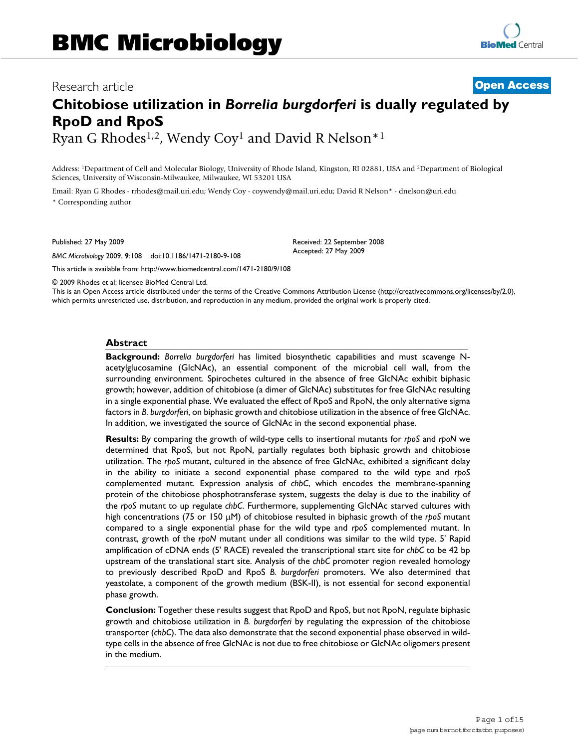Research article

**Open Access**

# Chitobiose utilization in *Borrelia burgdorferi* is dually regulated by RpoD and RpoS

Ryan G Rhodes[1,2], Wendy Coy[1] and David R Nelson*[1]

Address: [1]Department of Cell and Molecular Biology, University of Rhode Island, Kingston, RI 02881, USA and [2]Department of Biological Sciences, University of Wisconsin-Milwaukee, Milwaukee, WI 53201 USA

Email: Ryan G Rhodes - rrhodes@mail.uri.edu; Wendy Coy - coywendy@mail.uri.edu; David R Nelson* - dnelson@uri.edu

\* Corresponding author

Published: 27 May 2009

*BMC Microbiology* 2009, **9**:108 doi:10.1186/1471-2180-9-108

Received: 22 September 2008
Accepted: 27 May 2009

This article is available from: http://www.biomedcentral.com/1471-2180/9/108

© 2009 Rhodes et al; licensee BioMed Central Ltd.

This is an Open Access article distributed under the terms of the Creative Commons Attribution License (http://creativecommons.org/licenses/by/2.0), which permits unrestricted use, distribution, and reproduction in any medium, provided the original work is properly cited.

## Abstract

**Background:** *Borrelia burgdorferi* has limited biosynthetic capabilities and must scavenge N-acetylglucosamine (GlcNAc), an essential component of the microbial cell wall, from the surrounding environment. Spirochetes cultured in the absence of free GlcNAc exhibit biphasic growth; however, addition of chitobiose (a dimer of GlcNAc) substitutes for free GlcNAc resulting in a single exponential phase. We evaluated the effect of RpoS and RpoN, the only alternative sigma factors in *B. burgdorferi*, on biphasic growth and chitobiose utilization in the absence of free GlcNAc. In addition, we investigated the source of GlcNAc in the second exponential phase.

**Results:** By comparing the growth of wild-type cells to insertional mutants for *rpoS* and *rpoN* we determined that RpoS, but not RpoN, partially regulates both biphasic growth and chitobiose utilization. The *rpoS* mutant, cultured in the absence of free GlcNAc, exhibited a significant delay in the ability to initiate a second exponential phase compared to the wild type and *rpoS* complemented mutant. Expression analysis of *chbC*, which encodes the membrane-spanning protein of the chitobiose phosphotransferase system, suggests the delay is due to the inability of the *rpoS* mutant to up regulate *chbC*. Furthermore, supplementing GlcNAc starved cultures with high concentrations (75 or 150 μM) of chitobiose resulted in biphasic growth of the *rpoS* mutant compared to a single exponential phase for the wild type and *rpoS* complemented mutant. In contrast, growth of the *rpoN* mutant under all conditions was similar to the wild type. 5' Rapid amplification of cDNA ends (5' RACE) revealed the transcriptional start site for *chbC* to be 42 bp upstream of the translational start site. Analysis of the *chbC* promoter region revealed homology to previously described RpoD and RpoS *B. burgdorferi* promoters. We also determined that yeastolate, a component of the growth medium (BSK-II), is not essential for second exponential phase growth.

**Conclusion:** Together these results suggest that RpoD and RpoS, but not RpoN, regulate biphasic growth and chitobiose utilization in *B. burgdorferi* by regulating the expression of the chitobiose transporter (*chbC*). The data also demonstrate that the second exponential phase observed in wild-type cells in the absence of free GlcNAc is not due to free chitobiose or GlcNAc oligomers present in the medium.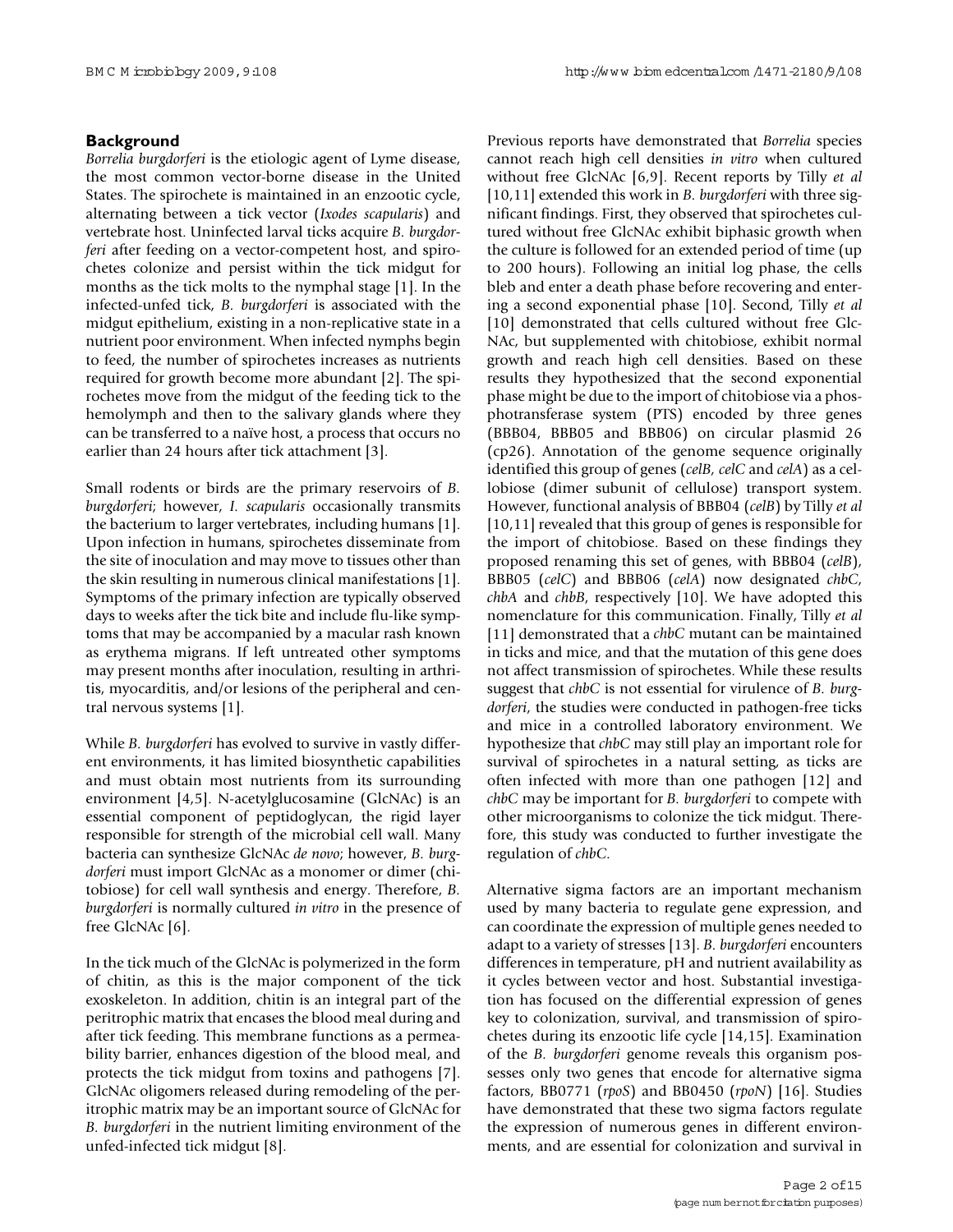## Background

*Borrelia burgdorferi* is the etiologic agent of Lyme disease, the most common vector-borne disease in the United States. The spirochete is maintained in an enzootic cycle, alternating between a tick vector (*Ixodes scapularis*) and vertebrate host. Uninfected larval ticks acquire *B. burgdorferi* after feeding on a vector-competent host, and spirochetes colonize and persist within the tick midgut for months as the tick molts to the nymphal stage [1]. In the infected-unfed tick, *B. burgdorferi* is associated with the midgut epithelium, existing in a non-replicative state in a nutrient poor environment. When infected nymphs begin to feed, the number of spirochetes increases as nutrients required for growth become more abundant [2]. The spirochetes move from the midgut of the feeding tick to the hemolymph and then to the salivary glands where they can be transferred to a naïve host, a process that occurs no earlier than 24 hours after tick attachment [3].

Small rodents or birds are the primary reservoirs of *B. burgdorferi*; however, *I. scapularis* occasionally transmits the bacterium to larger vertebrates, including humans [1]. Upon infection in humans, spirochetes disseminate from the site of inoculation and may move to tissues other than the skin resulting in numerous clinical manifestations [1]. Symptoms of the primary infection are typically observed days to weeks after the tick bite and include flu-like symptoms that may be accompanied by a macular rash known as erythema migrans. If left untreated other symptoms may present months after inoculation, resulting in arthritis, myocarditis, and/or lesions of the peripheral and central nervous systems [1].

While *B. burgdorferi* has evolved to survive in vastly different environments, it has limited biosynthetic capabilities and must obtain most nutrients from its surrounding environment [4,5]. N-acetylglucosamine (GlcNAc) is an essential component of peptidoglycan, the rigid layer responsible for strength of the microbial cell wall. Many bacteria can synthesize GlcNAc *de novo*; however, *B. burgdorferi* must import GlcNAc as a monomer or dimer (chitobiose) for cell wall synthesis and energy. Therefore, *B. burgdorferi* is normally cultured *in vitro* in the presence of free GlcNAc [6].

In the tick much of the GlcNAc is polymerized in the form of chitin, as this is the major component of the tick exoskeleton. In addition, chitin is an integral part of the peritrophic matrix that encases the blood meal during and after tick feeding. This membrane functions as a permeability barrier, enhances digestion of the blood meal, and protects the tick midgut from toxins and pathogens [7]. GlcNAc oligomers released during remodeling of the peritrophic matrix may be an important source of GlcNAc for *B. burgdorferi* in the nutrient limiting environment of the unfed-infected tick midgut [8].

Previous reports have demonstrated that *Borrelia* species cannot reach high cell densities *in vitro* when cultured without free GlcNAc [6,9]. Recent reports by Tilly *et al* [10,11] extended this work in *B. burgdorferi* with three significant findings. First, they observed that spirochetes cultured without free GlcNAc exhibit biphasic growth when the culture is followed for an extended period of time (up to 200 hours). Following an initial log phase, the cells bleb and enter a death phase before recovering and entering a second exponential phase [10]. Second, Tilly *et al* [10] demonstrated that cells cultured without free GlcNAc, but supplemented with chitobiose, exhibit normal growth and reach high cell densities. Based on these results they hypothesized that the second exponential phase might be due to the import of chitobiose via a phosphotransferase system (PTS) encoded by three genes (BBB04, BBB05 and BBB06) on circular plasmid 26 (cp26). Annotation of the genome sequence originally identified this group of genes (*celB*, *celC* and *celA*) as a cellobiose (dimer subunit of cellulose) transport system. However, functional analysis of BBB04 (*celB*) by Tilly *et al* [10,11] revealed that this group of genes is responsible for the import of chitobiose. Based on these findings they proposed renaming this set of genes, with BBB04 (*celB*), BBB05 (*celC*) and BBB06 (*celA*) now designated *chbC*, *chbA* and *chbB*, respectively [10]. We have adopted this nomenclature for this communication. Finally, Tilly *et al* [11] demonstrated that a *chbC* mutant can be maintained in ticks and mice, and that the mutation of this gene does not affect transmission of spirochetes. While these results suggest that *chbC* is not essential for virulence of *B. burgdorferi*, the studies were conducted in pathogen-free ticks and mice in a controlled laboratory environment. We hypothesize that *chbC* may still play an important role for survival of spirochetes in a natural setting, as ticks are often infected with more than one pathogen [12] and *chbC* may be important for *B. burgdorferi* to compete with other microorganisms to colonize the tick midgut. Therefore, this study was conducted to further investigate the regulation of *chbC*.

Alternative sigma factors are an important mechanism used by many bacteria to regulate gene expression, and can coordinate the expression of multiple genes needed to adapt to a variety of stresses [13]. *B. burgdorferi* encounters differences in temperature, pH and nutrient availability as it cycles between vector and host. Substantial investigation has focused on the differential expression of genes key to colonization, survival, and transmission of spirochetes during its enzootic life cycle [14,15]. Examination of the *B. burgdorferi* genome reveals this organism possesses only two genes that encode for alternative sigma factors, BB0771 (*rpoS*) and BB0450 (*rpoN*) [16]. Studies have demonstrated that these two sigma factors regulate the expression of numerous genes in different environments, and are essential for colonization and survival in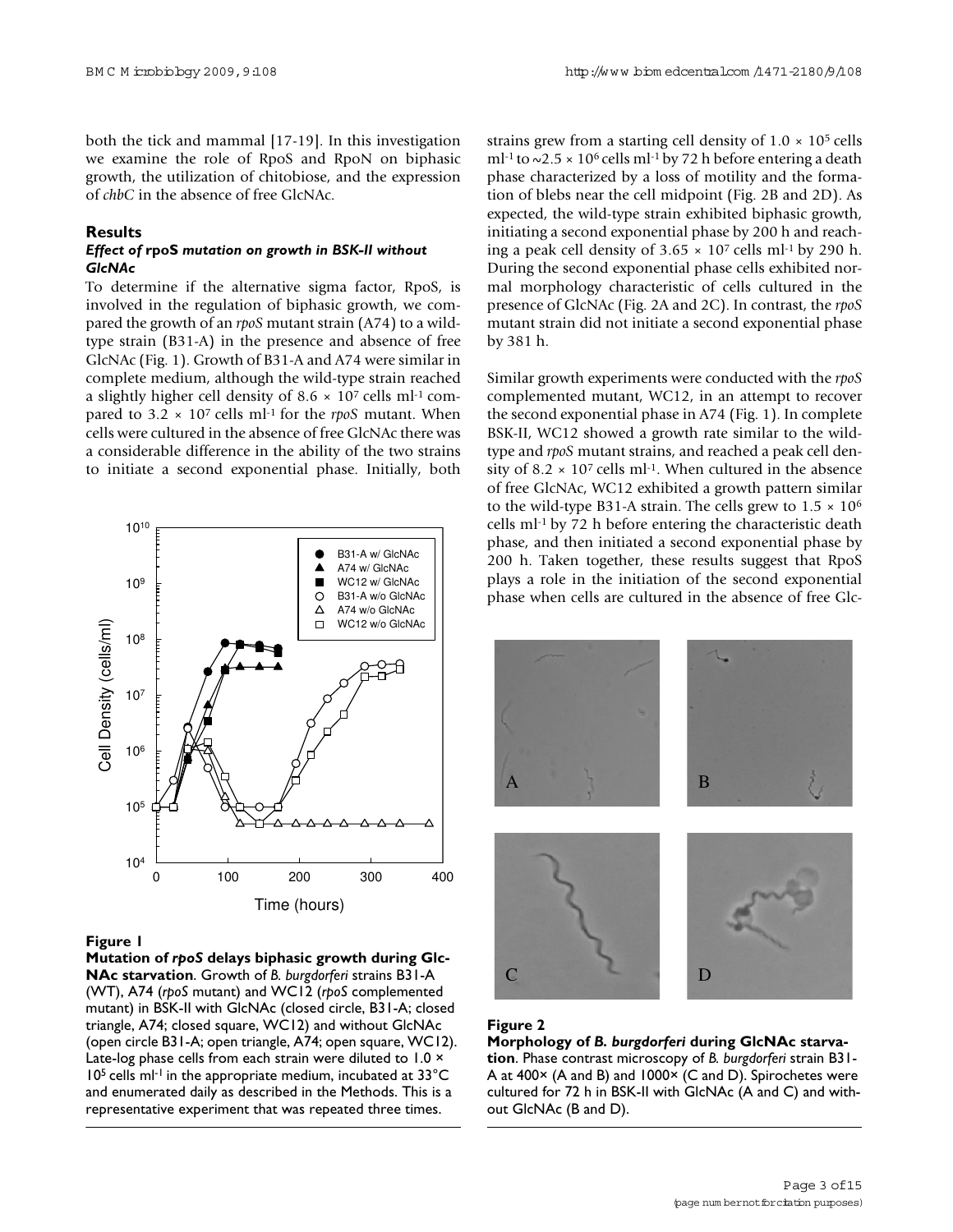both the tick and mammal [17-19]. In this investigation we examine the role of RpoS and RpoN on biphasic growth, the utilization of chitobiose, and the expression of *chbC* in the absence of free GlcNAc.

## Results

### Effect of *rpoS* mutation on growth in BSK-II without GlcNAc

To determine if the alternative sigma factor, RpoS, is involved in the regulation of biphasic growth, we compared the growth of an *rpoS* mutant strain (A74) to a wild-type strain (B31-A) in the presence and absence of free GlcNAc (Fig. 1). Growth of B31-A and A74 were similar in complete medium, although the wild-type strain reached a slightly higher cell density of $8.6 \times 10^7$ cells $ml^{-1}$ compared to $3.2 \times 10^7$ cells $ml^{-1}$ for the *rpoS* mutant. When cells were cultured in the absence of free GlcNAc there was a considerable difference in the ability of the two strains to initiate a second exponential phase. Initially, both strains grew from a starting cell density of $1.0 \times 10^5$ cells $ml^{-1}$ to $\sim 2.5 \times 10^6$ cells $ml^{-1}$ by 72 h before entering a death phase characterized by a loss of motility and the formation of blebs near the cell midpoint (Fig. 2B and 2D). As expected, the wild-type strain exhibited biphasic growth, initiating a second exponential phase by 200 h and reaching a peak cell density of $3.65 \times 10^7$ cells $ml^{-1}$ by 290 h. During the second exponential phase cells exhibited normal morphology characteristic of cells cultured in the presence of GlcNAc (Fig. 2A and 2C). In contrast, the *rpoS* mutant strain did not initiate a second exponential phase by 381 h.

Similar growth experiments were conducted with the *rpoS* complemented mutant, WC12, in an attempt to recover the second exponential phase in A74 (Fig. 1). In complete BSK-II, WC12 showed a growth rate similar to the wild-type and *rpoS* mutant strains, and reached a peak cell density of $8.2 \times 10^7$ cells $ml^{-1}$. When cultured in the absence of free GlcNAc, WC12 exhibited a growth pattern similar to the wild-type B31-A strain. The cells grew to $1.5 \times 10^6$ cells $ml^{-1}$ by 72 h before entering the characteristic death phase, and then initiated a second exponential phase by 200 h. Taken together, these results suggest that RpoS plays a role in the initiation of the second exponential phase when cells are cultured in the absence of free Glc-

**Figure 1**
**Mutation of *rpoS* delays biphasic growth during GlcNAc starvation**. Growth of *B. burgdorferi* strains B31-A (WT), A74 (*rpoS* mutant) and WC12 (*rpoS* complemented mutant) in BSK-II with GlcNAc (closed circle, B31-A; closed triangle, A74; closed square, WC12) and without GlcNAc (open circle B31-A; open triangle, A74; open square, WC12). Late-log phase cells from each strain were diluted to $1.0 \times 10^5$ cells $ml^{-1}$ in the appropriate medium, incubated at 33°C and enumerated daily as described in the Methods. This is a representative experiment that was repeated three times.

**Figure 2**
**Morphology of *B. burgdorferi* during GlcNAc starvation**. Phase contrast microscopy of *B. burgdorferi* strain B31-A at 400× (A and B) and 1000× (C and D). Spirochetes were cultured for 72 h in BSK-II with GlcNAc (A and C) and without GlcNAc (B and D).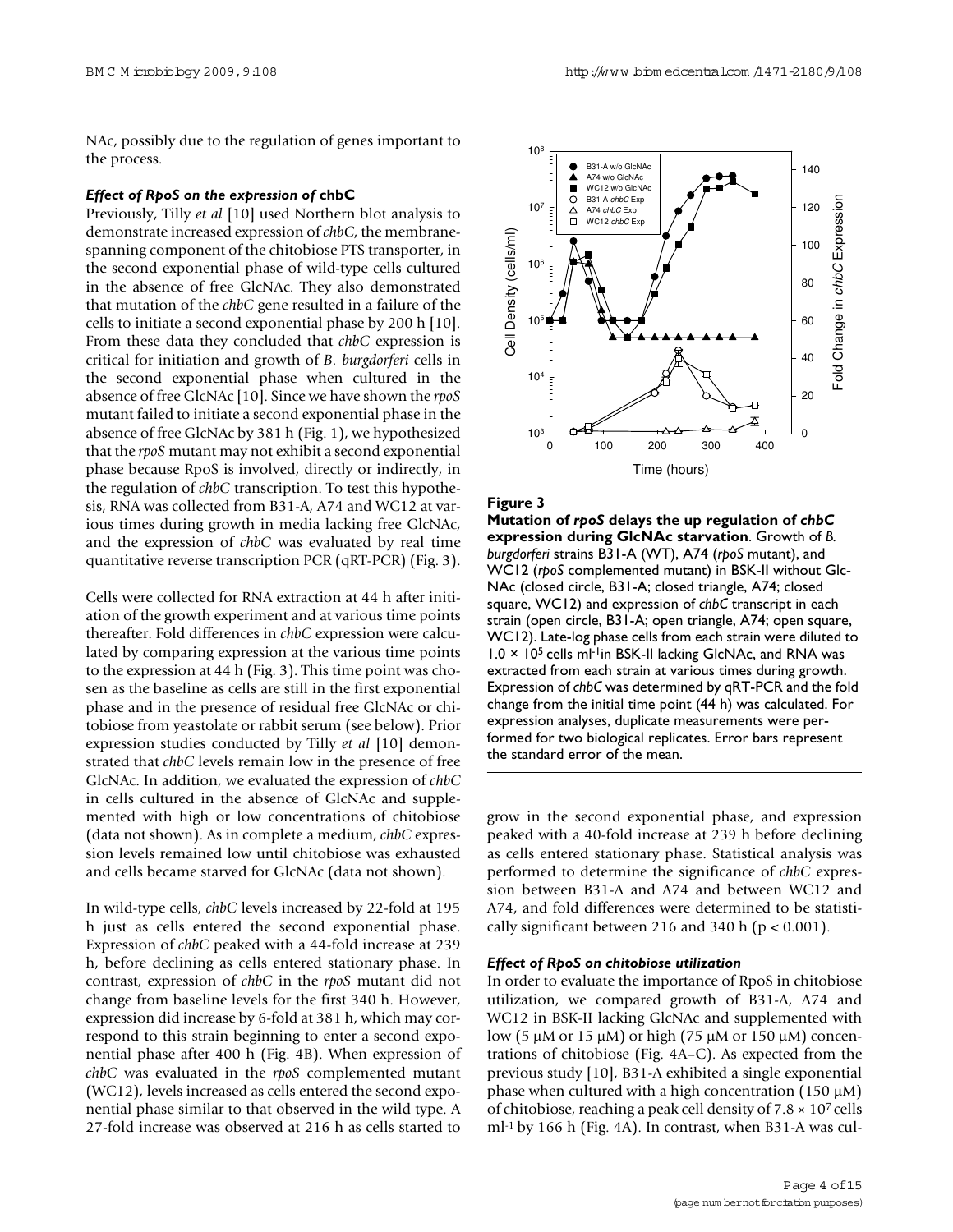NAc, possibly due to the regulation of genes important to the process.

### *Effect of RpoS on the expression of* chbC

Previously, Tilly *et al* [10] used Northern blot analysis to demonstrate increased expression of *chbC*, the membrane-spanning component of the chitobiose PTS transporter, in the second exponential phase of wild-type cells cultured in the absence of free GlcNAc. They also demonstrated that mutation of the *chbC* gene resulted in a failure of the cells to initiate a second exponential phase by 200 h [10]. From these data they concluded that *chbC* expression is critical for initiation and growth of *B. burgdorferi* cells in the second exponential phase when cultured in the absence of free GlcNAc [10]. Since we have shown the *rpoS* mutant failed to initiate a second exponential phase in the absence of free GlcNAc by 381 h (Fig. 1), we hypothesized that the *rpoS* mutant may not exhibit a second exponential phase because RpoS is involved, directly or indirectly, in the regulation of *chbC* transcription. To test this hypothesis, RNA was collected from B31-A, A74 and WC12 at various times during growth in media lacking free GlcNAc, and the expression of *chbC* was evaluated by real time quantitative reverse transcription PCR (qRT-PCR) (Fig. 3).

Cells were collected for RNA extraction at 44 h after initiation of the growth experiment and at various time points thereafter. Fold differences in *chbC* expression were calculated by comparing expression at the various time points to the expression at 44 h (Fig. 3). This time point was chosen as the baseline as cells are still in the first exponential phase and in the presence of residual free GlcNAc or chitobiose from yeastolate or rabbit serum (see below). Prior expression studies conducted by Tilly *et al* [10] demonstrated that *chbC* levels remain low in the presence of free GlcNAc. In addition, we evaluated the expression of *chbC* in cells cultured in the absence of GlcNAc and supplemented with high or low concentrations of chitobiose (data not shown). As in complete a medium, *chbC* expression levels remained low until chitobiose was exhausted and cells became starved for GlcNAc (data not shown).

In wild-type cells, *chbC* levels increased by 22-fold at 195 h just as cells entered the second exponential phase. Expression of *chbC* peaked with a 44-fold increase at 239 h, before declining as cells entered stationary phase. In contrast, expression of *chbC* in the *rpoS* mutant did not change from baseline levels for the first 340 h. However, expression did increase by 6-fold at 381 h, which may correspond to this strain beginning to enter a second exponential phase after 400 h (Fig. 4B). When expression of *chbC* was evaluated in the *rpoS* complemented mutant (WC12), levels increased as cells entered the second exponential phase similar to that observed in the wild type. A 27-fold increase was observed at 216 h as cells started to grow in the second exponential phase, and expression peaked with a 40-fold increase at 239 h before declining as cells entered stationary phase. Statistical analysis was performed to determine the significance of *chbC* expression between B31-A and A74 and between WC12 and A74, and fold differences were determined to be statistically significant between 216 and 340 h ($p < 0.001$).

**Figure 3**

**Mutation of *rpoS* delays the up regulation of *chbC* expression during GlcNAc starvation**. Growth of *B. burgdorferi* strains B31-A (WT), A74 (*rpoS* mutant), and WC12 (*rpoS* complemented mutant) in BSK-II without GlcNAc (closed circle, B31-A; closed triangle, A74; closed square, WC12) and expression of *chbC* transcript in each strain (open circle, B31-A; open triangle, A74; open square, WC12). Late-log phase cells from each strain were diluted to $1.0 \times 10^5$ cells ml$^{-1}$ in BSK-II lacking GlcNAc, and RNA was extracted from each strain at various times during growth. Expression of *chbC* was determined by qRT-PCR and the fold change from the initial time point (44 h) was calculated. For expression analyses, duplicate measurements were performed for two biological replicates. Error bars represent the standard error of the mean.

### *Effect of RpoS on chitobiose utilization*

In order to evaluate the importance of RpoS in chitobiose utilization, we compared growth of B31-A, A74 and WC12 in BSK-II lacking GlcNAc and supplemented with low (5 μM or 15 μM) or high (75 μM or 150 μM) concentrations of chitobiose (Fig. 4A–C). As expected from the previous study [10], B31-A exhibited a single exponential phase when cultured with a high concentration (150 μM) of chitobiose, reaching a peak cell density of $7.8 \times 10^7$ cells ml$^{-1}$ by 166 h (Fig. 4A). In contrast, when B31-A was cul-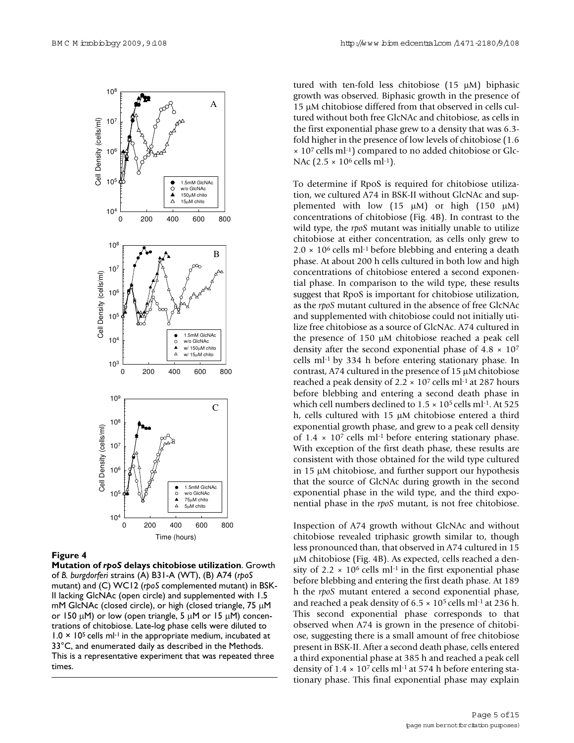**Figure 4**

**Mutation of *rpoS* delays chitobiose utilization**. Growth of *B. burgdorferi* strains (A) B31-A (WT), (B) A74 (*rpoS* mutant) and (C) WC12 (*rpoS* complemented mutant) in BSK-II lacking GlcNAc (open circle) and supplemented with 1.5 mM GlcNAc (closed circle), or high (closed triangle, 75 μM or 150 μM) or low (open triangle, 5 μM or 15 μM) concentrations of chitobiose. Late-log phase cells were diluted to $1.0 \times 10^5$ cells ml$^{-1}$ in the appropriate medium, incubated at 33°C, and enumerated daily as described in the Methods. This is a representative experiment that was repeated three times.

tured with ten-fold less chitobiose (15 μM) biphasic growth was observed. Biphasic growth in the presence of 15 μM chitobiose differed from that observed in cells cultured without both free GlcNAc and chitobiose, as cells in the first exponential phase grew to a density that was 6.3-fold higher in the presence of low levels of chitobiose ($1.6 \times 10^7$ cells ml$^{-1}$) compared to no added chitobiose or GlcNAc ($2.5 \times 10^6$ cells ml$^{-1}$).

To determine if RpoS is required for chitobiose utilization, we cultured A74 in BSK-II without GlcNAc and supplemented with low (15 μM) or high (150 μM) concentrations of chitobiose (Fig. 4B). In contrast to the wild type, the *rpoS* mutant was initially unable to utilize chitobiose at either concentration, as cells only grew to $2.0 \times 10^6$ cells ml$^{-1}$ before blebbing and entering a death phase. At about 200 h cells cultured in both low and high concentrations of chitobiose entered a second exponential phase. In comparison to the wild type, these results suggest that RpoS is important for chitobiose utilization, as the *rpoS* mutant cultured in the absence of free GlcNAc and supplemented with chitobiose could not initially utilize free chitobiose as a source of GlcNAc. A74 cultured in the presence of 150 μM chitobiose reached a peak cell density after the second exponential phase of $4.8 \times 10^7$ cells ml$^{-1}$ by 334 h before entering stationary phase. In contrast, A74 cultured in the presence of 15 μM chitobiose reached a peak density of $2.2 \times 10^7$ cells ml$^{-1}$ at 287 hours before blebbing and entering a second death phase in which cell numbers declined to $1.5 \times 10^5$ cells ml$^{-1}$. At 525 h, cells cultured with 15 μM chitobiose entered a third exponential growth phase, and grew to a peak cell density of $1.4 \times 10^7$ cells ml$^{-1}$ before entering stationary phase. With exception of the first death phase, these results are consistent with those obtained for the wild type cultured in 15 μM chitobiose, and further support our hypothesis that the source of GlcNAc during growth in the second exponential phase in the wild type, and the third exponential phase in the *rpoS* mutant, is not free chitobiose.

Inspection of A74 growth without GlcNAc and without chitobiose revealed triphasic growth similar to, though less pronounced than, that observed in A74 cultured in 15 μM chitobiose (Fig. 4B). As expected, cells reached a density of $2.2 \times 10^6$ cells ml$^{-1}$ in the first exponential phase before blebbing and entering the first death phase. At 189 h the *rpoS* mutant entered a second exponential phase, and reached a peak density of $6.5 \times 10^5$ cells ml$^{-1}$ at 236 h. This second exponential phase corresponds to that observed when A74 is grown in the presence of chitobiose, suggesting there is a small amount of free chitobiose present in BSK-II. After a second death phase, cells entered a third exponential phase at 385 h and reached a peak cell density of $1.4 \times 10^7$ cells ml$^{-1}$ at 574 h before entering stationary phase. This final exponential phase may explain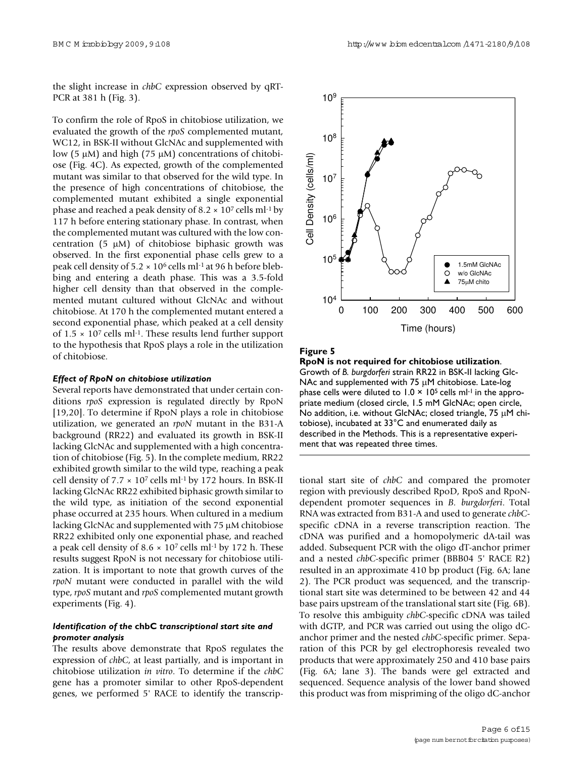the slight increase in *chbC* expression observed by qRT-PCR at 381 h (Fig. 3).

To confirm the role of RpoS in chitobiose utilization, we evaluated the growth of the *rpoS* complemented mutant, WC12, in BSK-II without GlcNAc and supplemented with low (5 μM) and high (75 μM) concentrations of chitobiose (Fig. 4C). As expected, growth of the complemented mutant was similar to that observed for the wild type. In the presence of high concentrations of chitobiose, the complemented mutant exhibited a single exponential phase and reached a peak density of $8.2 \times 10^7$ cells $ml^{-1}$ by 117 h before entering stationary phase. In contrast, when the complemented mutant was cultured with the low concentration (5 μM) of chitobiose biphasic growth was observed. In the first exponential phase cells grew to a peak cell density of $5.2 \times 10^6$ cells $ml^{-1}$ at 96 h before blebbing and entering a death phase. This was a 3.5-fold higher cell density than that observed in the complemented mutant cultured without GlcNAc and without chitobiose. At 170 h the complemented mutant entered a second exponential phase, which peaked at a cell density of $1.5 \times 10^7$ cells $ml^{-1}$. These results lend further support to the hypothesis that RpoS plays a role in the utilization of chitobiose.

### *Effect of RpoN on chitobiose utilization*

Several reports have demonstrated that under certain conditions *rpoS* expression is regulated directly by RpoN [19,20]. To determine if RpoN plays a role in chitobiose utilization, we generated an *rpoN* mutant in the B31-A background (RR22) and evaluated its growth in BSK-II lacking GlcNAc and supplemented with a high concentration of chitobiose (Fig. 5). In the complete medium, RR22 exhibited growth similar to the wild type, reaching a peak cell density of $7.7 \times 10^7$ cells $ml^{-1}$ by 172 hours. In BSK-II lacking GlcNAc RR22 exhibited biphasic growth similar to the wild type, as initiation of the second exponential phase occurred at 235 hours. When cultured in a medium lacking GlcNAc and supplemented with 75 μM chitobiose RR22 exhibited only one exponential phase, and reached a peak cell density of $8.6 \times 10^7$ cells $ml^{-1}$ by 172 h. These results suggest RpoN is not necessary for chitobiose utilization. It is important to note that growth curves of the *rpoN* mutant were conducted in parallel with the wild type, *rpoS* mutant and *rpoS* complemented mutant growth experiments (Fig. 4).

**Figure 5**

**RpoN is not required for chitobiose utilization**. Growth of *B. burgdorferi* strain RR22 in BSK-II lacking GlcNAc and supplemented with 75 μM chitobiose. Late-log phase cells were diluted to $1.0 \times 10^5$ cells $ml^{-1}$ in the appropriate medium (closed circle, 1.5 mM GlcNAc; open circle, No addition, i.e. without GlcNAc; closed triangle, 75 μM chitobiose), incubated at 33°C and enumerated daily as described in the Methods. This is a representative experiment that was repeated three times.

### *Identification of the* chbC *transcriptional start site and promoter analysis*

The results above demonstrate that RpoS regulates the expression of *chbC*, at least partially, and is important in chitobiose utilization *in vitro*. To determine if the *chbC* gene has a promoter similar to other RpoS-dependent genes, we performed 5' RACE to identify the transcriptional start site of *chbC* and compared the promoter region with previously described RpoD, RpoS and RpoN-dependent promoter sequences in *B. burgdorferi*. Total RNA was extracted from B31-A and used to generate *chbC*-specific cDNA in a reverse transcription reaction. The cDNA was purified and a homopolymeric dA-tail was added. Subsequent PCR with the oligo dT-anchor primer and a nested *chbC*-specific primer (BBB04 5' RACE R2) resulted in an approximate 410 bp product (Fig. 6A; lane 2). The PCR product was sequenced, and the transcriptional start site was determined to be between 42 and 44 base pairs upstream of the translational start site (Fig. 6B). To resolve this ambiguity *chbC*-specific cDNA was tailed with dGTP, and PCR was carried out using the oligo dC-anchor primer and the nested *chbC*-specific primer. Separation of this PCR by gel electrophoresis revealed two products that were approximately 250 and 410 base pairs (Fig. 6A; lane 3). The bands were gel extracted and sequenced. Sequence analysis of the lower band showed this product was from mispriming of the oligo dC-anchor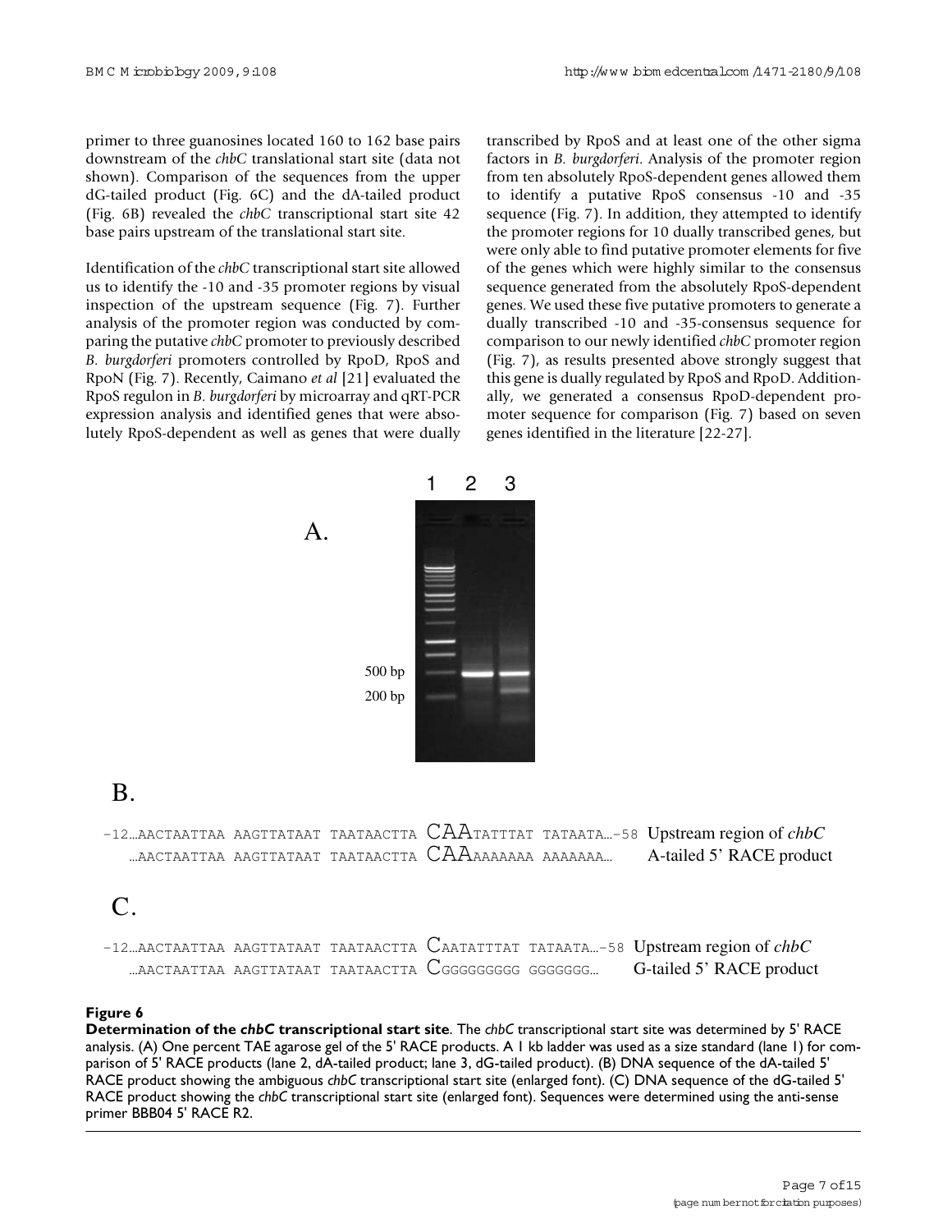primer to three guanosines located 160 to 162 base pairs downstream of the *chbC* translational start site (data not shown). Comparison of the sequences from the upper dG-tailed product (Fig. 6C) and the dA-tailed product (Fig. 6B) revealed the *chbC* transcriptional start site 42 base pairs upstream of the translational start site.

Identification of the *chbC* transcriptional start site allowed us to identify the -10 and -35 promoter regions by visual inspection of the upstream sequence (Fig. 7). Further analysis of the promoter region was conducted by comparing the putative *chbC* promoter to previously described *B. burgdorferi* promoters controlled by RpoD, RpoS and RpoN (Fig. 7). Recently, Caimano *et al* [21] evaluated the RpoS regulon in *B. burgdorferi* by microarray and qRT-PCR expression analysis and identified genes that were absolutely RpoS-dependent as well as genes that were dually transcribed by RpoS and at least one of the other sigma factors in *B. burgdorferi*. Analysis of the promoter region from ten absolutely RpoS-dependent genes allowed them to identify a putative RpoS consensus -10 and -35 sequence (Fig. 7). In addition, they attempted to identify the promoter regions for 10 dually transcribed genes, but were only able to find putative promoter elements for five of the genes which were highly similar to the consensus sequence generated from the absolutely RpoS-dependent genes. We used these five putative promoters to generate a dually transcribed -10 and -35-consensus sequence for comparison to our newly identified *chbC* promoter region (Fig. 7), as results presented above strongly suggest that this gene is dually regulated by RpoS and RpoD. Additionally, we generated a consensus RpoD-dependent promoter sequence for comparison (Fig. 7) based on seven genes identified in the literature [22-27].

A.

1 2 3

500 bp

200 bp

B.

```
-12…AACTAATTAA AAGTTATAAT TAATAACTTA CAATATTTAT TATAATA…-58  Upstream region of chbC
   …AACTAATTAA AAGTTATAAT TAATAACTTA CAAAAAAAAA AAAAAAA…     A-tailed 5' RACE product
```

C.

```
-12…AACTAATTAA AAGTTATAAT TAATAACTTA CAATATTTAT TATAATA…-58  Upstream region of chbC
   …AACTAATTAA AAGTTATAAT TAATAACTTA CGGGGGGGGG GGGGGGG…     G-tailed 5' RACE product
```

**Figure 6**

**Determination of the *chbC* transcriptional start site**. The *chbC* transcriptional start site was determined by 5' RACE analysis. (A) One percent TAE agarose gel of the 5' RACE products. A 1 kb ladder was used as a size standard (lane 1) for comparison of 5' RACE products (lane 2, dA-tailed product; lane 3, dG-tailed product). (B) DNA sequence of the dA-tailed 5' RACE product showing the ambiguous *chbC* transcriptional start site (enlarged font). (C) DNA sequence of the dG-tailed 5' RACE product showing the *chbC* transcriptional start site (enlarged font). Sequences were determined using the anti-sense primer BBB04 5' RACE R2.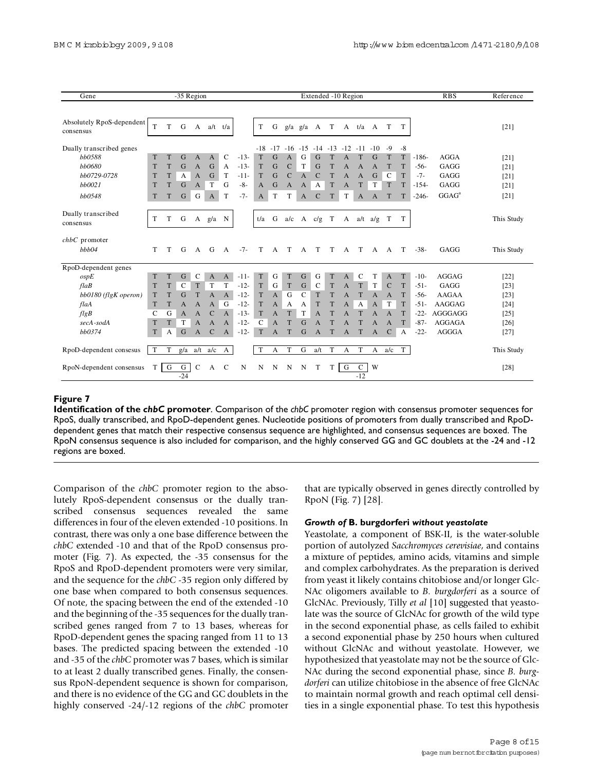| Gene | -35 Region | | Extended -10 Region | | RBS | Reference |
|---|---|---|---|---|---|---|
| Absolutely RpoS-dependent consensus | T T G A a/t t/a | | T G g/a g/a A T A t/a A T T | | | [21] |
| Dually transcribed genes | | | -18 -17 -16 -15 -14 -13 -12 -11 -10 -9 -8 | | | |
| *bb0588* | T T G A A C | -13- | T G A G G T A T G T T | -186- | AGGA | [21] |
| *bb0680* | T T G A G A | -13- | T G C T G T A A A T T | -56- | GAGG | [21] |
| *bb0729-0728* | T T A A G T | -11- | T G C A C T A A G C T | -7- | GAGG | [21] |
| *bb0021* | T T G A T G | -8- | A G A A A T A T T T T | -154- | GAGG | [21] |
| *bb0548* | T T G G A T | -7- | A T T A C T T A A T T | -246- | GGAG[a] | [21] |
| Dually transcribed consensus | T T G A g/a N | | t/a G a/c A c/g T A a/t a/g T T | | | This Study |
| *chbC* promoter | | | | | | |
| *bbb04* | T T G A G A | -7- | T A T A T T A T A A T | -38- | GAGG | This Study |
| RpoD-dependent genes | | | | | | |
| *ospE* | T T G C A A | -11- | T G T G G T A C T A T | -10- | AGGAG | [22] |
| *flaB* | T T C T T T | -12- | T G T G C T A T T C T | -51- | GAGG | [23] |
| *bb0180 (flgK operon)* | T T G T A A | -12- | T A G C T T A T A A T | -56- | AAGAA | [23] |
| *flaA* | T T A A A G | -12- | T A A A T T A A A T T | -51- | AAGGAG | [24] |
| *flgB* | C G A A C A | -13- | T A T T A T A T A A T | -22- | AGGGAGG | [25] |
| *secA-sodA* | T T T A A A | -12- | C A T G A T A T A A T | -87- | AGGAGA | [26] |
| *bb0374* | T A G A C A | -12- | T A T G A T A T A C A | -22- | AGGGA | [27] |
| RpoD-dependent consesus | T T g/a a/t a/c A | | T A T G a/t T A T A a/c T | | | This Study |
| RpoN-dependent consensus | T G G C A C (GG at -24) | | N N N N N T T G C W (GC at -12) | | | [28] |

## Figure 7

**Identification of the *chbC* promoter**. Comparison of the *chbC* promoter region with consensus promoter sequences for RpoS, dually transcribed, and RpoD-dependent genes. Nucleotide positions of promoters from dually transcribed and RpoD-dependent genes that match their respective consensus sequence are highlighted, and consensus sequences are boxed. The RpoN consensus sequence is also included for comparison, and the highly conserved GG and GC doublets at the -24 and -12 regions are boxed.

Comparison of the *chbC* promoter region to the absolutely RpoS-dependent consensus or the dually transcribed consensus sequences revealed the same differences in four of the eleven extended -10 positions. In contrast, there was only a one base difference between the *chbC* extended -10 and that of the RpoD consensus promoter (Fig. 7). As expected, the -35 consensus for the RpoS and RpoD-dependent promoters were very similar, and the sequence for the *chbC* -35 region only differed by one base when compared to both consensus sequences. Of note, the spacing between the end of the extended -10 and the beginning of the -35 sequences for the dually transcribed genes ranged from 7 to 13 bases, whereas for RpoD-dependent genes the spacing ranged from 11 to 13 bases. The predicted spacing between the extended -10 and -35 of the *chbC* promoter was 7 bases, which is similar to at least 2 dually transcribed genes. Finally, the consensus RpoN-dependent sequence is shown for comparison, and there is no evidence of the GG and GC doublets in the highly conserved -24/-12 regions of the *chbC* promoter that are typically observed in genes directly controlled by RpoN (Fig. 7) [28].

### *Growth of* B. burgdorferi *without yeastolate*

Yeastolate, a component of BSK-II, is the water-soluble portion of autolyzed *Sacchromyces cerevisiae*, and contains a mixture of peptides, amino acids, vitamins and simple and complex carbohydrates. As the preparation is derived from yeast it likely contains chitobiose and/or longer GlcNAc oligomers available to *B. burgdorferi* as a source of GlcNAc. Previously, Tilly *et al* [10] suggested that yeastolate was the source of GlcNAc for growth of the wild type in the second exponential phase, as cells failed to exhibit a second exponential phase by 250 hours when cultured without GlcNAc and without yeastolate. However, we hypothesized that yeastolate may not be the source of GlcNAc during the second exponential phase, since *B. burgdorferi* can utilize chitobiose in the absence of free GlcNAc to maintain normal growth and reach optimal cell densities in a single exponential phase. To test this hypothesis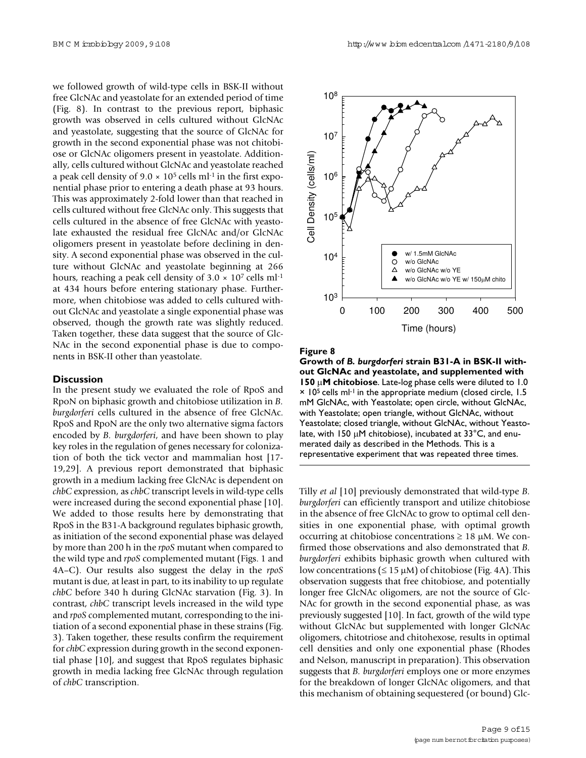we followed growth of wild-type cells in BSK-II without free GlcNAc and yeastolate for an extended period of time (Fig. 8). In contrast to the previous report, biphasic growth was observed in cells cultured without GlcNAc and yeastolate, suggesting that the source of GlcNAc for growth in the second exponential phase was not chitobiose or GlcNAc oligomers present in yeastolate. Additionally, cells cultured without GlcNAc and yeastolate reached a peak cell density of $9.0 \times 10^5$ cells $ml^{-1}$ in the first exponential phase prior to entering a death phase at 93 hours. This was approximately 2-fold lower than that reached in cells cultured without free GlcNAc only. This suggests that cells cultured in the absence of free GlcNAc with yeastolate exhausted the residual free GlcNAc and/or GlcNAc oligomers present in yeastolate before declining in density. A second exponential phase was observed in the culture without GlcNAc and yeastolate beginning at 266 hours, reaching a peak cell density of $3.0 \times 10^7$ cells $ml^{-1}$ at 434 hours before entering stationary phase. Furthermore, when chitobiose was added to cells cultured without GlcNAc and yeastolate a single exponential phase was observed, though the growth rate was slightly reduced. Taken together, these data suggest that the source of GlcNAc in the second exponential phase is due to components in BSK-II other than yeastolate.

**Figure 8**

**Growth of *B. burgdorferi* strain B31-A in BSK-II without GlcNAc and yeastolate, and supplemented with 150 μM chitobiose**. Late-log phase cells were diluted to $1.0 \times 10^5$ cells $ml^{-1}$ in the appropriate medium (closed circle, 1.5 mM GlcNAc, with Yeastolate; open circle, without GlcNAc, with Yeastolate; open triangle, without GlcNAc, without Yeastolate; closed triangle, without GlcNAc, without Yeastolate, with 150 μM chitobiose), incubated at 33°C, and enumerated daily as described in the Methods. This is a representative experiment that was repeated three times.

## Discussion

In the present study we evaluated the role of RpoS and RpoN on biphasic growth and chitobiose utilization in *B. burgdorferi* cells cultured in the absence of free GlcNAc. RpoS and RpoN are the only two alternative sigma factors encoded by *B. burgdorferi*, and have been shown to play key roles in the regulation of genes necessary for colonization of both the tick vector and mammalian host [17-19,29]. A previous report demonstrated that biphasic growth in a medium lacking free GlcNAc is dependent on *chbC* expression, as *chbC* transcript levels in wild-type cells were increased during the second exponential phase [10]. We added to those results here by demonstrating that RpoS in the B31-A background regulates biphasic growth, as initiation of the second exponential phase was delayed by more than 200 h in the *rpoS* mutant when compared to the wild type and *rpoS* complemented mutant (Figs. 1 and 4A–C). Our results also suggest the delay in the *rpoS* mutant is due, at least in part, to its inability to up regulate *chbC* before 340 h during GlcNAc starvation (Fig. 3). In contrast, *chbC* transcript levels increased in the wild type and *rpoS* complemented mutant, corresponding to the initiation of a second exponential phase in these strains (Fig. 3). Taken together, these results confirm the requirement for *chbC* expression during growth in the second exponential phase [10], and suggest that RpoS regulates biphasic growth in media lacking free GlcNAc through regulation of *chbC* transcription.

Tilly *et al* [10] previously demonstrated that wild-type *B. burgdorferi* can efficiently transport and utilize chitobiose in the absence of free GlcNAc to grow to optimal cell densities in one exponential phase, with optimal growth occurring at chitobiose concentrations ≥ 18 μM. We confirmed those observations and also demonstrated that *B. burgdorferi* exhibits biphasic growth when cultured with low concentrations (≤ 15 μM) of chitobiose (Fig. 4A). This observation suggests that free chitobiose, and potentially longer free GlcNAc oligomers, are not the source of GlcNAc for growth in the second exponential phase, as was previously suggested [10]. In fact, growth of the wild type without GlcNAc but supplemented with longer GlcNAc oligomers, chitotriose and chitohexose, results in optimal cell densities and only one exponential phase (Rhodes and Nelson, manuscript in preparation). This observation suggests that *B. burgdorferi* employs one or more enzymes for the breakdown of longer GlcNAc oligomers, and that this mechanism of obtaining sequestered (or bound) Glc-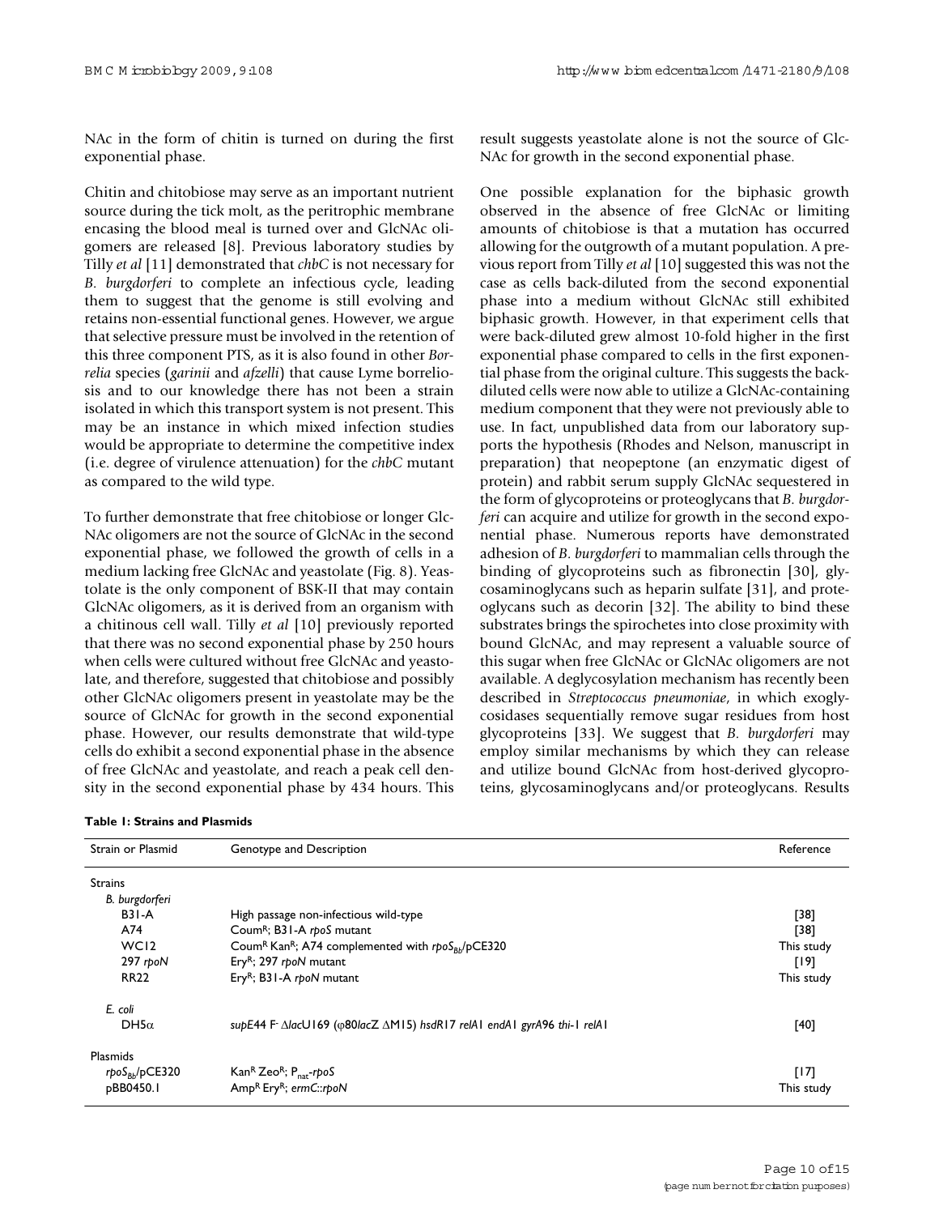NAc in the form of chitin is turned on during the first exponential phase.

Chitin and chitobiose may serve as an important nutrient source during the tick molt, as the peritrophic membrane encasing the blood meal is turned over and GlcNAc oligomers are released [8]. Previous laboratory studies by Tilly *et al* [11] demonstrated that *chbC* is not necessary for *B. burgdorferi* to complete an infectious cycle, leading them to suggest that the genome is still evolving and retains non-essential functional genes. However, we argue that selective pressure must be involved in the retention of this three component PTS, as it is also found in other *Borrelia* species (*garinii* and *afzelli*) that cause Lyme borreliosis and to our knowledge there has not been a strain isolated in which this transport system is not present. This may be an instance in which mixed infection studies would be appropriate to determine the competitive index (i.e. degree of virulence attenuation) for the *chbC* mutant as compared to the wild type.

To further demonstrate that free chitobiose or longer GlcNAc oligomers are not the source of GlcNAc in the second exponential phase, we followed the growth of cells in a medium lacking free GlcNAc and yeastolate (Fig. 8). Yeastolate is the only component of BSK-II that may contain GlcNAc oligomers, as it is derived from an organism with a chitinous cell wall. Tilly *et al* [10] previously reported that there was no second exponential phase by 250 hours when cells were cultured without free GlcNAc and yeastolate, and therefore, suggested that chitobiose and possibly other GlcNAc oligomers present in yeastolate may be the source of GlcNAc for growth in the second exponential phase. However, our results demonstrate that wild-type cells do exhibit a second exponential phase in the absence of free GlcNAc and yeastolate, and reach a peak cell density in the second exponential phase by 434 hours. This result suggests yeastolate alone is not the source of GlcNAc for growth in the second exponential phase.

One possible explanation for the biphasic growth observed in the absence of free GlcNAc or limiting amounts of chitobiose is that a mutation has occurred allowing for the outgrowth of a mutant population. A previous report from Tilly *et al* [10] suggested this was not the case as cells back-diluted from the second exponential phase into a medium without GlcNAc still exhibited biphasic growth. However, in that experiment cells that were back-diluted grew almost 10-fold higher in the first exponential phase compared to cells in the first exponential phase from the original culture. This suggests the back-diluted cells were now able to utilize a GlcNAc-containing medium component that they were not previously able to use. In fact, unpublished data from our laboratory supports the hypothesis (Rhodes and Nelson, manuscript in preparation) that neopeptone (an enzymatic digest of protein) and rabbit serum supply GlcNAc sequestered in the form of glycoproteins or proteoglycans that *B. burgdorferi* can acquire and utilize for growth in the second exponential phase. Numerous reports have demonstrated adhesion of *B. burgdorferi* to mammalian cells through the binding of glycoproteins such as fibronectin [30], glycosaminoglycans such as heparin sulfate [31], and proteoglycans such as decorin [32]. The ability to bind these substrates brings the spirochetes into close proximity with bound GlcNAc, and may represent a valuable source of this sugar when free GlcNAc or GlcNAc oligomers are not available. A deglycosylation mechanism has recently been described in *Streptococcus pneumoniae*, in which exoglycosidases sequentially remove sugar residues from host glycoproteins [33]. We suggest that *B. burgdorferi* may employ similar mechanisms by which they can release and utilize bound GlcNAc from host-derived glycoproteins, glycosaminoglycans and/or proteoglycans. Results

**Table 1: Strains and Plasmids**

| Strain or Plasmid | Genotype and Description | Reference |
|---|---|---|
| Strains | | |
| *B. burgdorferi* | | |
| B31-A | High passage non-infectious wild-type | [38] |
| A74 | Coum$^R$; B31-A *rpoS* mutant | [38] |
| WC12 | Coum$^R$ Kan$^R$; A74 complemented with *rpoS*$_{Bb}$/pCE320 | This study |
| 297 *rpoN* | Ery$^R$; 297 *rpoN* mutant | [19] |
| RR22 | Ery$^R$; B31-A *rpoN* mutant | This study |
| *E. coli* | | |
| DH5α | *supE*44 F$^-$ Δ*lac*U169 (φ80*lacZ* ΔM15) *hsdR*17 *relA*1 *endA*1 *gyrA*96 *thi*-1 *relA*1 | [40] |
| Plasmids | | |
| *rpoS*$_{Bb}$/pCE320 | Kan$^R$ Zeo$^R$; P$_{nat}$-*rpoS* | [17] |
| pBB0450.1 | Amp$^R$ Ery$^R$; *ermC::rpoN* | This study |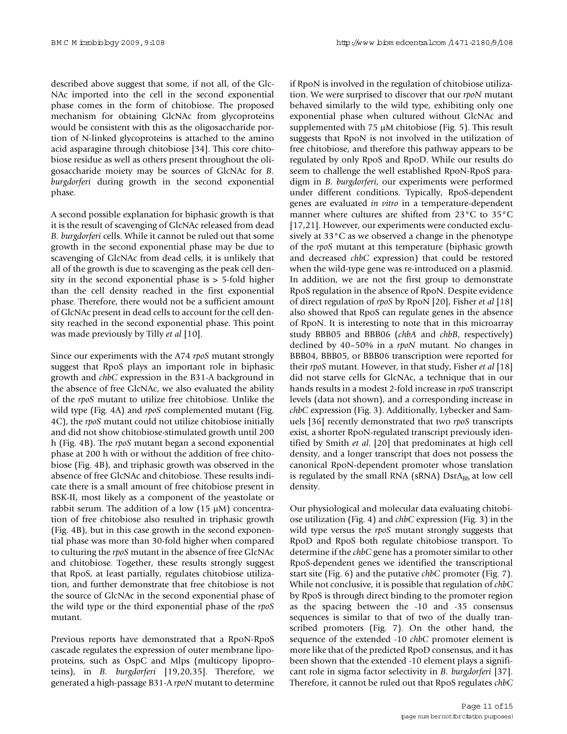described above suggest that some, if not all, of the GlcNAc imported into the cell in the second exponential phase comes in the form of chitobiose. The proposed mechanism for obtaining GlcNAc from glycoproteins would be consistent with this as the oligosaccharide portion of N-linked glycoproteins is attached to the amino acid asparagine through chitobiose [34]. This core chitobiose residue as well as others present throughout the oligosaccharide moiety may be sources of GlcNAc for *B. burgdorferi* during growth in the second exponential phase.

A second possible explanation for biphasic growth is that it is the result of scavenging of GlcNAc released from dead *B. burgdorferi* cells. While it cannot be ruled out that some growth in the second exponential phase may be due to scavenging of GlcNAc from dead cells, it is unlikely that all of the growth is due to scavenging as the peak cell density in the second exponential phase is > 5-fold higher than the cell density reached in the first exponential phase. Therefore, there would not be a sufficient amount of GlcNAc present in dead cells to account for the cell density reached in the second exponential phase. This point was made previously by Tilly *et al* [10].

Since our experiments with the A74 *rpoS* mutant strongly suggest that RpoS plays an important role in biphasic growth and *chbC* expression in the B31-A background in the absence of free GlcNAc, we also evaluated the ability of the *rpoS* mutant to utilize free chitobiose. Unlike the wild type (Fig. 4A) and *rpoS* complemented mutant (Fig. 4C), the *rpoS* mutant could not utilize chitobiose initially and did not show chitobiose-stimulated growth until 200 h (Fig. 4B). The *rpoS* mutant began a second exponential phase at 200 h with or without the addition of free chitobiose (Fig. 4B), and triphasic growth was observed in the absence of free GlcNAc and chitobiose. These results indicate there is a small amount of free chitobiose present in BSK-II, most likely as a component of the yeastolate or rabbit serum. The addition of a low (15 μM) concentration of free chitobiose also resulted in triphasic growth (Fig. 4B), but in this case growth in the second exponential phase was more than 30-fold higher when compared to culturing the *rpoS* mutant in the absence of free GlcNAc and chitobiose. Together, these results strongly suggest that RpoS, at least partially, regulates chitobiose utilization, and further demonstrate that free chitobiose is not the source of GlcNAc in the second exponential phase of the wild type or the third exponential phase of the *rpoS* mutant.

Previous reports have demonstrated that a RpoN-RpoS cascade regulates the expression of outer membrane lipoproteins, such as OspC and Mlps (multicopy lipoproteins), in *B. burgdorferi* [19,20,35]. Therefore, we generated a high-passage B31-A *rpoN* mutant to determine if RpoN is involved in the regulation of chitobiose utilization. We were surprised to discover that our *rpoN* mutant behaved similarly to the wild type, exhibiting only one exponential phase when cultured without GlcNAc and supplemented with 75 μM chitobiose (Fig. 5). This result suggests that RpoN is not involved in the utilization of free chitobiose, and therefore this pathway appears to be regulated by only RpoS and RpoD. While our results do seem to challenge the well established RpoN-RpoS paradigm in *B. burgdorferi*, our experiments were performed under different conditions. Typically, RpoS-dependent genes are evaluated *in vitro* in a temperature-dependent manner where cultures are shifted from 23°C to 35°C [17,21]. However, our experiments were conducted exclusively at 33°C as we observed a change in the phenotype of the *rpoS* mutant at this temperature (biphasic growth and decreased *chbC* expression) that could be restored when the wild-type gene was re-introduced on a plasmid. In addition, we are not the first group to demonstrate RpoS regulation in the absence of RpoN. Despite evidence of direct regulation of *rpoS* by RpoN [20], Fisher *et al* [18] also showed that RpoS can regulate genes in the absence of RpoN. It is interesting to note that in this microarray study BBB05 and BBB06 (*chbA* and *chbB*, respectively) declined by 40–50% in a *rpoN* mutant. No changes in BBB04, BBB05, or BBB06 transcription were reported for their *rpoS* mutant. However, in that study, Fisher *et al* [18] did not starve cells for GlcNAc, a technique that in our hands results in a modest 2-fold increase in *rpoS* transcript levels (data not shown), and a corresponding increase in *chbC* expression (Fig. 3). Additionally, Lybecker and Samuels [36] recently demonstrated that two *rpoS* transcripts exist, a shorter RpoN-regulated transcript previously identified by Smith *et al*. [20] that predominates at high cell density, and a longer transcript that does not possess the canonical RpoN-dependent promoter whose translation is regulated by the small RNA (sRNA) $DsrA_{Bb}$ at low cell density.

Our physiological and molecular data evaluating chitobiose utilization (Fig. 4) and *chbC* expression (Fig. 3) in the wild type versus the *rpoS* mutant strongly suggests that RpoD and RpoS both regulate chitobiose transport. To determine if the *chbC* gene has a promoter similar to other RpoS-dependent genes we identified the transcriptional start site (Fig. 6) and the putative *chbC* promoter (Fig. 7). While not conclusive, it is possible that regulation of *chbC* by RpoS is through direct binding to the promoter region as the spacing between the -10 and -35 consensus sequences is similar to that of two of the dually transcribed promoters (Fig. 7). On the other hand, the sequence of the extended -10 *chbC* promoter element is more like that of the predicted RpoD consensus, and it has been shown that the extended -10 element plays a significant role in sigma factor selectivity in *B. burgdorferi* [37]. Therefore, it cannot be ruled out that RpoS regulates *chbC*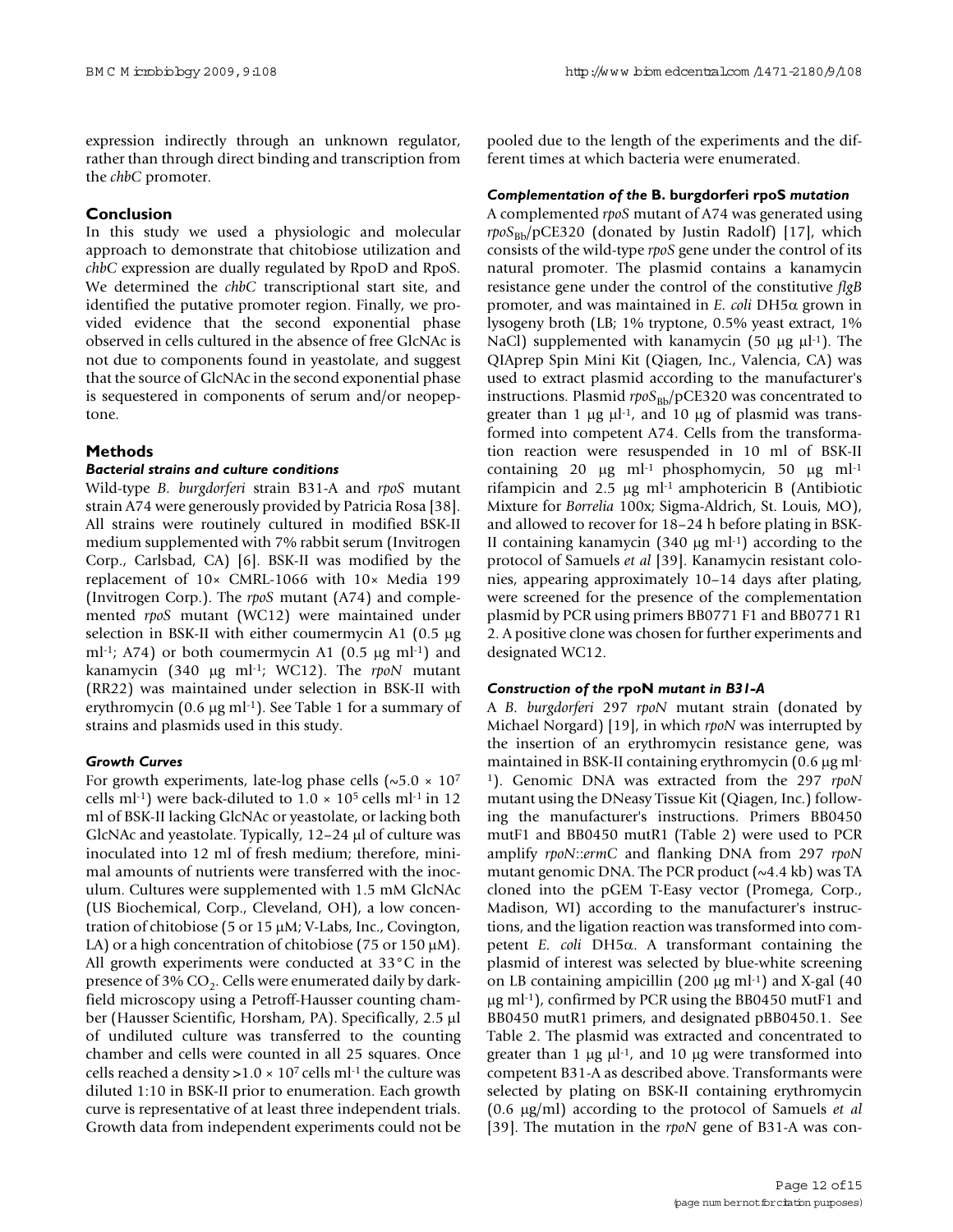expression indirectly through an unknown regulator, rather than through direct binding and transcription from the *chbC* promoter.

## Conclusion

In this study we used a physiologic and molecular approach to demonstrate that chitobiose utilization and *chbC* expression are dually regulated by RpoD and RpoS. We determined the *chbC* transcriptional start site, and identified the putative promoter region. Finally, we provided evidence that the second exponential phase observed in cells cultured in the absence of free GlcNAc is not due to components found in yeastolate, and suggest that the source of GlcNAc in the second exponential phase is sequestered in components of serum and/or neopeptone.

## Methods

### *Bacterial strains and culture conditions*

Wild-type *B. burgdorferi* strain B31-A and *rpoS* mutant strain A74 were generously provided by Patricia Rosa [38]. All strains were routinely cultured in modified BSK-II medium supplemented with 7% rabbit serum (Invitrogen Corp., Carlsbad, CA) [6]. BSK-II was modified by the replacement of 10× CMRL-1066 with 10× Media 199 (Invitrogen Corp.). The *rpoS* mutant (A74) and complemented *rpoS* mutant (WC12) were maintained under selection in BSK-II with either coumermycin A1 (0.5 μg $ml^{-1}$; A74) or both coumermycin A1 (0.5 μg $ml^{-1}$) and kanamycin (340 μg $ml^{-1}$; WC12). The *rpoN* mutant (RR22) was maintained under selection in BSK-II with erythromycin (0.6 μg $ml^{-1}$). See Table 1 for a summary of strains and plasmids used in this study.

### *Growth Curves*

For growth experiments, late-log phase cells (~$5.0 \times 10^7$ cells $ml^{-1}$) were back-diluted to $1.0 \times 10^5$ cells $ml^{-1}$ in 12 ml of BSK-II lacking GlcNAc or yeastolate, or lacking both GlcNAc and yeastolate. Typically, 12–24 μl of culture was inoculated into 12 ml of fresh medium; therefore, minimal amounts of nutrients were transferred with the inoculum. Cultures were supplemented with 1.5 mM GlcNAc (US Biochemical, Corp., Cleveland, OH), a low concentration of chitobiose (5 or 15 μM; V-Labs, Inc., Covington, LA) or a high concentration of chitobiose (75 or 150 μM). All growth experiments were conducted at 33°C in the presence of 3% $CO_2$. Cells were enumerated daily by dark-field microscopy using a Petroff-Hausser counting chamber (Hausser Scientific, Horsham, PA). Specifically, 2.5 μl of undiluted culture was transferred to the counting chamber and cells were counted in all 25 squares. Once cells reached a density >$1.0 \times 10^7$ cells $ml^{-1}$ the culture was diluted 1:10 in BSK-II prior to enumeration. Each growth curve is representative of at least three independent trials. Growth data from independent experiments could not be pooled due to the length of the experiments and the different times at which bacteria were enumerated.

### *Complementation of the* B. burgdorferi rpoS *mutation*

A complemented *rpoS* mutant of A74 was generated using $rpoS_{Bb}$/pCE320 (donated by Justin Radolf) [17], which consists of the wild-type *rpoS* gene under the control of its natural promoter. The plasmid contains a kanamycin resistance gene under the control of the constitutive *flgB* promoter, and was maintained in *E. coli* DH5α grown in lysogeny broth (LB; 1% tryptone, 0.5% yeast extract, 1% NaCl) supplemented with kanamycin (50 μg $\mu l^{-1}$). The QIAprep Spin Mini Kit (Qiagen, Inc., Valencia, CA) was used to extract plasmid according to the manufacturer's instructions. Plasmid $rpoS_{Bb}$/pCE320 was concentrated to greater than 1 μg $\mu l^{-1}$, and 10 μg of plasmid was transformed into competent A74. Cells from the transformation reaction were resuspended in 10 ml of BSK-II containing 20 μg $ml^{-1}$ phosphomycin, 50 μg $ml^{-1}$ rifampicin and 2.5 μg $ml^{-1}$ amphotericin B (Antibiotic Mixture for *Borrelia* 100x; Sigma-Aldrich, St. Louis, MO), and allowed to recover for 18–24 h before plating in BSK-II containing kanamycin (340 μg $ml^{-1}$) according to the protocol of Samuels *et al* [39]. Kanamycin resistant colonies, appearing approximately 10–14 days after plating, were screened for the presence of the complementation plasmid by PCR using primers BB0771 F1 and BB0771 R1 2. A positive clone was chosen for further experiments and designated WC12.

### *Construction of the* rpoN *mutant in B31-A*

A *B. burgdorferi* 297 *rpoN* mutant strain (donated by Michael Norgard) [19], in which *rpoN* was interrupted by the insertion of an erythromycin resistance gene, was maintained in BSK-II containing erythromycin (0.6 μg $ml^{-1}$). Genomic DNA was extracted from the 297 *rpoN* mutant using the DNeasy Tissue Kit (Qiagen, Inc.) following the manufacturer's instructions. Primers BB0450 mutF1 and BB0450 mutR1 (Table 2) were used to PCR amplify *rpoN*::*ermC* and flanking DNA from 297 *rpoN* mutant genomic DNA. The PCR product (~4.4 kb) was TA cloned into the pGEM T-Easy vector (Promega, Corp., Madison, WI) according to the manufacturer's instructions, and the ligation reaction was transformed into competent *E. coli* DH5α. A transformant containing the plasmid of interest was selected by blue-white screening on LB containing ampicillin (200 μg $ml^{-1}$) and X-gal (40 μg $ml^{-1}$), confirmed by PCR using the BB0450 mutF1 and BB0450 mutR1 primers, and designated pBB0450.1. See Table 2. The plasmid was extracted and concentrated to greater than 1 μg $\mu l^{-1}$, and 10 μg were transformed into competent B31-A as described above. Transformants were selected by plating on BSK-II containing erythromycin (0.6 μg/ml) according to the protocol of Samuels *et al* [39]. The mutation in the *rpoN* gene of B31-A was con-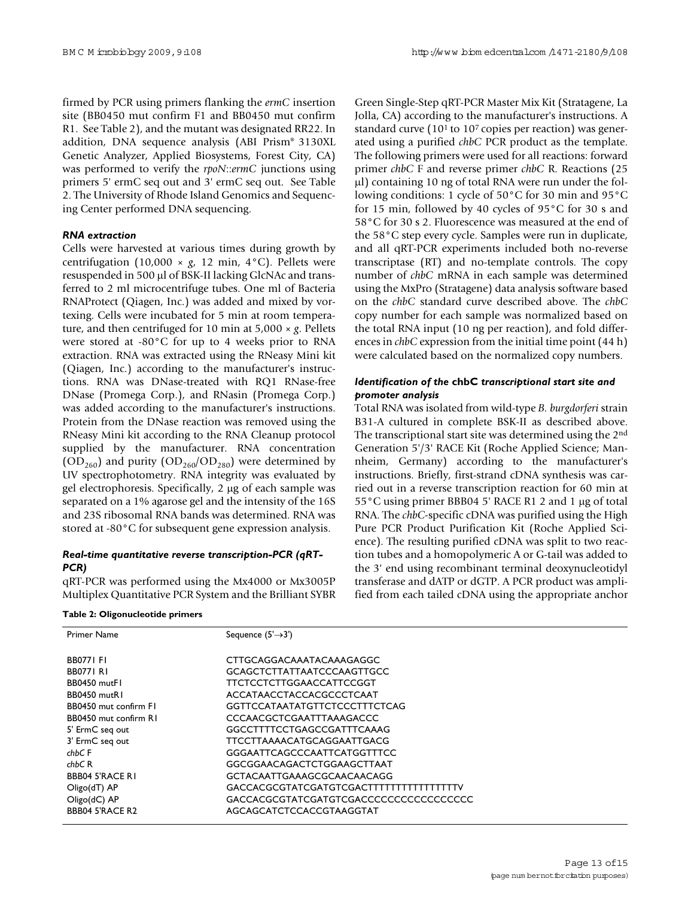firmed by PCR using primers flanking the *ermC* insertion site (BB0450 mut confirm F1 and BB0450 mut confirm R1. See Table 2), and the mutant was designated RR22. In addition, DNA sequence analysis (ABI Prism® 3130XL Genetic Analyzer, Applied Biosystems, Forest City, CA) was performed to verify the *rpoN*::*ermC* junctions using primers 5' ermC seq out and 3' ermC seq out. See Table 2. The University of Rhode Island Genomics and Sequencing Center performed DNA sequencing.

### *RNA extraction*

Cells were harvested at various times during growth by centrifugation (10,000 × *g*, 12 min, 4°C). Pellets were resuspended in 500 μl of BSK-II lacking GlcNAc and transferred to 2 ml microcentrifuge tubes. One ml of Bacteria RNAProtect (Qiagen, Inc.) was added and mixed by vortexing. Cells were incubated for 5 min at room temperature, and then centrifuged for 10 min at 5,000 × *g*. Pellets were stored at -80°C for up to 4 weeks prior to RNA extraction. RNA was extracted using the RNeasy Mini kit (Qiagen, Inc.) according to the manufacturer's instructions. RNA was DNase-treated with RQ1 RNase-free DNase (Promega Corp.), and RNasin (Promega Corp.) was added according to the manufacturer's instructions. Protein from the DNase reaction was removed using the RNeasy Mini kit according to the RNA Cleanup protocol supplied by the manufacturer. RNA concentration ($OD_{260}$) and purity ($OD_{260}/OD_{280}$) were determined by UV spectrophotometry. RNA integrity was evaluated by gel electrophoresis. Specifically, 2 μg of each sample was separated on a 1% agarose gel and the intensity of the 16S and 23S ribosomal RNA bands was determined. RNA was stored at -80°C for subsequent gene expression analysis.

### *Real-time quantitative reverse transcription-PCR (qRT-PCR)*

qRT-PCR was performed using the Mx4000 or Mx3005P Multiplex Quantitative PCR System and the Brilliant SYBR Green Single-Step qRT-PCR Master Mix Kit (Stratagene, La Jolla, CA) according to the manufacturer's instructions. A standard curve ($10^1$ to $10^7$ copies per reaction) was generated using a purified *chbC* PCR product as the template. The following primers were used for all reactions: forward primer *chbC* F and reverse primer *chbC* R. Reactions (25 μl) containing 10 ng of total RNA were run under the following conditions: 1 cycle of 50°C for 30 min and 95°C for 15 min, followed by 40 cycles of 95°C for 30 s and 58°C for 30 s 2. Fluorescence was measured at the end of the 58°C step every cycle. Samples were run in duplicate, and all qRT-PCR experiments included both no-reverse transcriptase (RT) and no-template controls. The copy number of *chbC* mRNA in each sample was determined using the MxPro (Stratagene) data analysis software based on the *chbC* standard curve described above. The *chbC* copy number for each sample was normalized based on the total RNA input (10 ng per reaction), and fold differences in *chbC* expression from the initial time point (44 h) were calculated based on the normalized copy numbers.

### *Identification of the* **chbC** *transcriptional start site and promoter analysis*

Total RNA was isolated from wild-type *B. burgdorferi* strain B31-A cultured in complete BSK-II as described above. The transcriptional start site was determined using the 2nd Generation 5'/3' RACE Kit (Roche Applied Science; Mannheim, Germany) according to the manufacturer's instructions. Briefly, first-strand cDNA synthesis was carried out in a reverse transcription reaction for 60 min at 55°C using primer BBB04 5' RACE R1 2 and 1 μg of total RNA. The *chbC*-specific cDNA was purified using the High Pure PCR Product Purification Kit (Roche Applied Science). The resulting purified cDNA was split to two reaction tubes and a homopolymeric A or G-tail was added to the 3' end using recombinant terminal deoxynucleotidyl transferase and dATP or dGTP. A PCR product was amplified from each tailed cDNA using the appropriate anchor

**Table 2: Oligonucleotide primers**

| Primer Name | Sequence (5'→3') |
|---|---|
| BB0771 F1 | CTTGCAGGACAAATACAAAGAGGC |
| BB0771 R1 | GCAGCTCTTATTAATCCCAAGTTGCC |
| BB0450 mutF1 | TTCTCCTCTTGGAACCATTCCGGT |
| BB0450 mutR1 | ACCATAACCTACCACGCCCTCAAT |
| BB0450 mut confirm F1 | GGTTCCATAATATGTTCTCCCTTTCTCAG |
| BB0450 mut confirm R1 | CCCAACGCTCGAATTTAAAGACCC |
| 5' ErmC seq out | GGCCTTTTCCTGAGCCGATTTCAAAG |
| 3' ErmC seq out | TTCCTTAAAACATGCAGGAATTGACG |
| *chbC* F | GGGAATTCAGCCCAATTCATGGTTTCC |
| *chbC* R | GGCGGAACAGACTCTGGAAGCTTAAT |
| BBB04 5'RACE R1 | GCTACAATTGAAAGCGCAACAACAGG |
| Oligo(dT) AP | GACCACGCGTATCGATGTCGACTTTTTTTTTTTTTTTTV |
| Oligo(dC) AP | GACCACGCGTATCGATGTCGACCCCCCCCCCCCCCCCC |
| BBB04 5'RACE R2 | AGCAGCATCTCCACCGTAAGGTAT |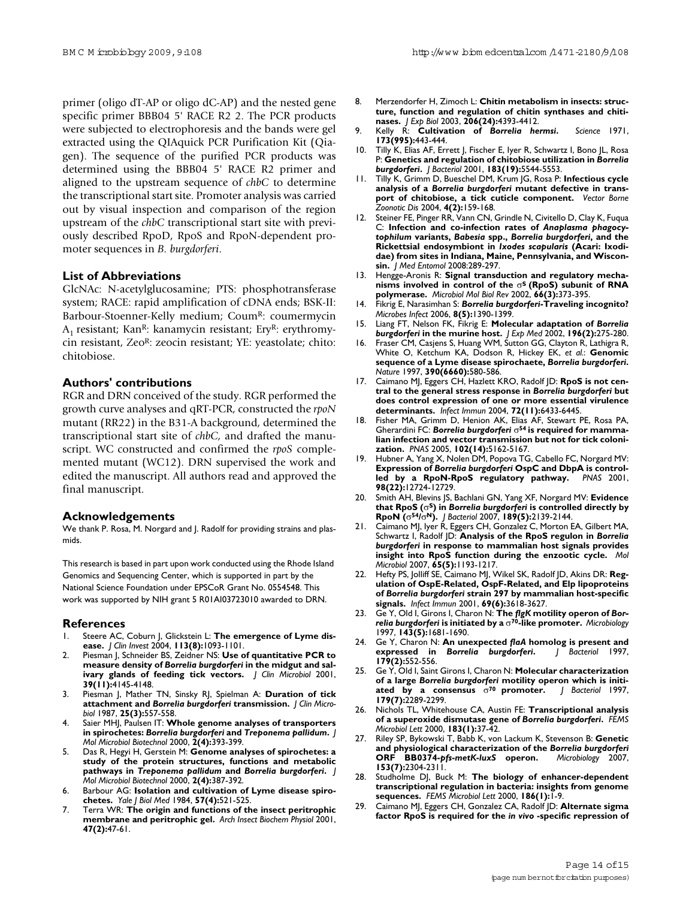primer (oligo dT-AP or oligo dC-AP) and the nested gene specific primer BBB04 5' RACE R2 2. The PCR products were subjected to electrophoresis and the bands were gel extracted using the QIAquick PCR Purification Kit (Qiagen). The sequence of the purified PCR products was determined using the BBB04 5' RACE R2 primer and aligned to the upstream sequence of *chbC* to determine the transcriptional start site. Promoter analysis was carried out by visual inspection and comparison of the region upstream of the *chbC* transcriptional start site with previously described RpoD, RpoS and RpoN-dependent promoter sequences in *B. burgdorferi*.

## List of Abbreviations

GlcNAc: N-acetylglucosamine; PTS: phosphotransferase system; RACE: rapid amplification of cDNA ends; BSK-II: Barbour-Stoenner-Kelly medium; Coum$^R$: coumermycin $A_1$ resistant; Kan$^R$: kanamycin resistant; Ery$^R$: erythromycin resistant, Zeo$^R$: zeocin resistant; YE: yeastolate; chito: chitobiose.

## Authors' contributions

RGR and DRN conceived of the study. RGR performed the growth curve analyses and qRT-PCR, constructed the *rpoN* mutant (RR22) in the B31-A background, determined the transcriptional start site of *chbC*, and drafted the manuscript. WC constructed and confirmed the *rpoS* complemented mutant (WC12). DRN supervised the work and edited the manuscript. All authors read and approved the final manuscript.

## Acknowledgements

We thank P. Rosa, M. Norgard and J. Radolf for providing strains and plasmids.

This research is based in part upon work conducted using the Rhode Island Genomics and Sequencing Center, which is supported in part by the National Science Foundation under EPSCoR Grant No. 0554548. This work was supported by NIH grant 5 R01AI03723010 awarded to DRN.

## References

1. Steere AC, Coburn J, Glickstein L: **The emergence of Lyme disease.** *J Clin Invest* 2004, **113(8):**1093-1101.
2. Piesman J, Schneider BS, Zeidner NS: **Use of quantitative PCR to measure density of *Borrelia burgdorferi* in the midgut and salivary glands of feeding tick vectors.** *J Clin Microbiol* 2001, **39(11):**4145-4148.
3. Piesman J, Mather TN, Sinsky RJ, Spielman A: **Duration of tick attachment and *Borrelia burgdorferi* transmission.** *J Clin Microbiol* 1987, **25(3):**557-558.
4. Saier MHJ, Paulsen IT: **Whole genome analyses of transporters in spirochetes: *Borrelia burgdorferi* and *Treponema pallidum*.** *J Mol Microbiol Biotechnol* 2000, **2(4):**393-399.
5. Das R, Hegyi H, Gerstein M: **Genome analyses of spirochetes: a study of the protein structures, functions and metabolic pathways in *Treponema pallidum* and *Borrelia burgdorferi*.** *J Mol Microbiol Biotechnol* 2000, **2(4):**387-392.
6. Barbour AG: **Isolation and cultivation of Lyme disease spirochetes.** *Yale J Biol Med* 1984, **57(4):**521-525.
7. Terra WR: **The origin and functions of the insect peritrophic membrane and peritrophic gel.** *Arch Insect Biochem Physiol* 2001, **47(2):**47-61.
8. Merzendorfer H, Zimoch L: **Chitin metabolism in insects: structure, function and regulation of chitin synthases and chitinases.** *J Exp Biol* 2003, **206(24):**4393-4412.
9. Kelly R: **Cultivation of *Borrelia hermsi*.** *Science* 1971, **173(995):**443-444.
10. Tilly K, Elias AF, Errett J, Fischer E, Iyer R, Schwartz I, Bono JL, Rosa P: **Genetics and regulation of chitobiose utilization in *Borrelia burgdorferi*.** *J Bacteriol* 2001, **183(19):**5544-5553.
11. Tilly K, Grimm D, Bueschel DM, Krum JG, Rosa P: **Infectious cycle analysis of a *Borrelia burgdorferi* mutant defective in transport of chitobiose, a tick cuticle component.** *Vector Borne Zoonotic Dis* 2004, **4(2):**159-168.
12. Steiner FE, Pinger RR, Vann CN, Grindle N, Civitello D, Clay K, Fuqua C: **Infection and co-infection rates of *Anaplasma phagocytophilum* variants, *Babesia* spp., *Borrelia burgdorferi*, and the Rickettsial endosymbiont in *Ixodes scapularis* (Acari: Ixodidae) from sites in Indiana, Maine, Pennsylvania, and Wisconsin.** *J Med Entomol* 2008:289-297.
13. Hengge-Aronis R: **Signal transduction and regulatory mechanisms involved in control of the $\sigma^S$ (RpoS) subunit of RNA polymerase.** *Microbiol Mol Biol Rev* 2002, **66(3):**373-395.
14. Fikrig E, Narasimhan S: ***Borrelia burgdorferi*-Traveling incognito?** *Microbes Infect* 2006, **8(5):**1390-1399.
15. Liang FT, Nelson FK, Fikrig E: **Molecular adaptation of *Borrelia burgdorferi* in the murine host.** *J Exp Med* 2002, **196(2):**275-280.
16. Fraser CM, Casjens S, Huang WM, Sutton GG, Clayton R, Lathigra R, White O, Ketchum KA, Dodson R, Hickey EK, *et al.*: **Genomic sequence of a Lyme disease spirochaete, *Borrelia burgdorferi*.** *Nature* 1997, **390(6660):**580-586.
17. Caimano MJ, Eggers CH, Hazlett KRO, Radolf JD: **RpoS is not central to the general stress response in *Borrelia burgdorferi* but does control expression of one or more essential virulence determinants.** *Infect Immun* 2004, **72(11):**6433-6445.
18. Fisher MA, Grimm D, Henion AK, Elias AF, Stewart PE, Rosa PA, Gherardini FC: ***Borrelia burgdorferi* $\sigma^{54}$ is required for mammalian infection and vector transmission but not for tick colonization.** *PNAS* 2005, **102(14):**5162-5167.
19. Hubner A, Yang X, Nolen DM, Popova TG, Cabello FC, Norgard MV: **Expression of *Borrelia burgdorferi* OspC and DbpA is controlled by a RpoN-RpoS regulatory pathway.** *PNAS* 2001, **98(22):**12724-12729.
20. Smith AH, Blevins JS, Bachlani GN, Yang XF, Norgard MV: **Evidence that RpoS ($\sigma^S$) in *Borrelia burgdorferi* is controlled directly by RpoN ($\sigma^{54}/\sigma^N$).** *J Bacteriol* 2007, **189(5):**2139-2144.
21. Caimano MJ, Iyer R, Eggers CH, Gonzalez C, Morton EA, Gilbert MA, Schwartz I, Radolf JD: **Analysis of the RpoS regulon in *Borrelia burgdorferi* in response to mammalian host signals provides insight into RpoS function during the enzootic cycle.** *Mol Microbiol* 2007, **65(5):**1193-1217.
22. Hefty PS, Jolliff SE, Caimano MJ, Wikel SK, Radolf JD, Akins DR: **Regulation of OspE-Related, OspF-Related, and Elp lipoproteins of *Borrelia burgdorferi* strain 297 by mammalian host-specific signals.** *Infect Immun* 2001, **69(6):**3618-3627.
23. Ge Y, Old I, Girons I, Charon N: **The *flgK* motility operon of *Borrelia burgdorferi* is initiated by a $\sigma^{70}$-like promoter.** *Microbiology* 1997, **143(5):**1681-1690.
24. Ge Y, Charon N: **An unexpected *flaA* homolog is present and expressed in *Borrelia burgdorferi*.** *J Bacteriol* 1997, **179(2):**552-556.
25. Ge Y, Old I, Saint Girons I, Charon N: **Molecular characterization of a large *Borrelia burgdorferi* motility operon which is initiated by a consensus $\sigma^{70}$ promoter.** *J Bacteriol* 1997, **179(7):**2289-2299.
26. Nichols TL, Whitehouse CA, Austin FE: **Transcriptional analysis of a superoxide dismutase gene of *Borrelia burgdorferi*.** *FEMS Microbiol Lett* 2000, **183(1):**37-42.
27. Riley SP, Bykowski T, Babb K, von Lackum K, Stevenson B: **Genetic and physiological characterization of the *Borrelia burgdorferi* ORF BB0374-*pfs*-*metK*-*luxS* operon.** *Microbiology* 2007, **153(7):**2304-2311.
28. Studholme DJ, Buck M: **The biology of enhancer-dependent transcriptional regulation in bacteria: insights from genome sequences.** *FEMS Microbiol Lett* 2000, **186(1):**1-9.
29. Caimano MJ, Eggers CH, Gonzalez CA, Radolf JD: **Alternate sigma factor RpoS is required for the *in vivo* -specific repression of**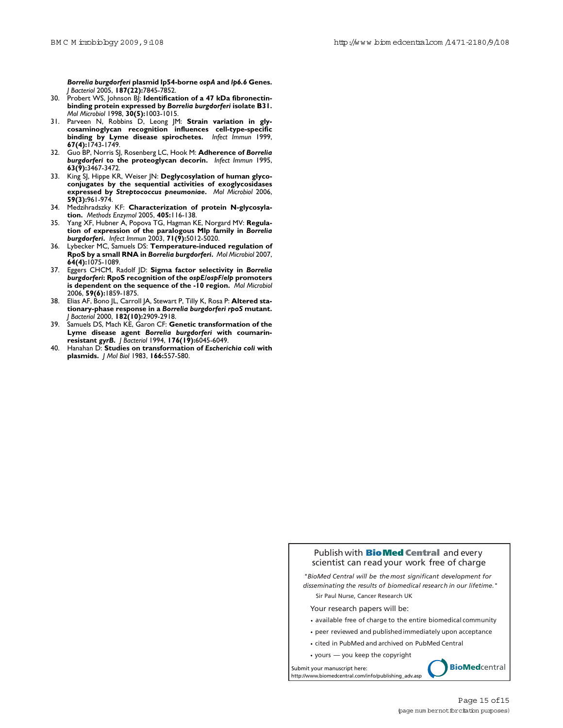***Borrelia burgdorferi* plasmid lp54-borne *ospA* and *lp6.6* Genes.** *J Bacteriol* 2005, **187(22):**7845-7852.

30. Probert WS, Johnson BJ: **Identification of a 47 kDa fibronectin-binding protein expressed by *Borrelia burgdorferi* isolate B31.** *Mol Microbiol* 1998, **30(5):**1003-1015.
31. Parveen N, Robbins D, Leong JM: **Strain variation in glycosaminoglycan recognition influences cell-type-specific binding by Lyme disease spirochetes.** *Infect Immun* 1999, **67(4):**1743-1749.
32. Guo BP, Norris SJ, Rosenberg LC, Hook M: **Adherence of *Borrelia burgdorferi* to the proteoglycan decorin.** *Infect Immun* 1995, **63(9):**3467-3472.
33. King SJ, Hippe KR, Weiser JN: **Deglycosylation of human glycoconjugates by the sequential activities of exoglycosidases expressed by *Streptococcus pneumoniae*.** *Mol Microbiol* 2006, **59(3):**961-974.
34. Medzihradszky KF: **Characterization of protein N-glycosylation.** *Methods Enzymol* 2005, **405:**116-138.
35. Yang XF, Hubner A, Popova TG, Hagman KE, Norgard MV: **Regulation of expression of the paralogous Mlp family in *Borrelia burgdorferi*.** *Infect Immun* 2003, **71(9):**5012-5020.
36. Lybecker MC, Samuels DS: **Temperature-induced regulation of RpoS by a small RNA in *Borrelia burgdorferi*.** *Mol Microbiol* 2007, **64(4):**1075-1089.
37. Eggers CHCM, Radolf JD: **Sigma factor selectivity in *Borrelia burgdorferi*: RpoS recognition of the *ospE/ospF/elp* promoters is dependent on the sequence of the -10 region.** *Mol Microbiol* 2006, **59(6):**1859-1875.
38. Elias AF, Bono JL, Carroll JA, Stewart P, Tilly K, Rosa P: **Altered stationary-phase response in a *Borrelia burgdorferi rpoS* mutant.** *J Bacteriol* 2000, **182(10):**2909-2918.
39. Samuels DS, Mach KE, Garon CF: **Genetic transformation of the Lyme disease agent *Borrelia burgdorferi* with coumarin-resistant *gyrB*.** *J Bacteriol* 1994, **176(19):**6045-6049.
40. Hanahan D: **Studies on transformation of *Escherichia coli* with plasmids.** *J Mol Biol* 1983, **166:**557-580.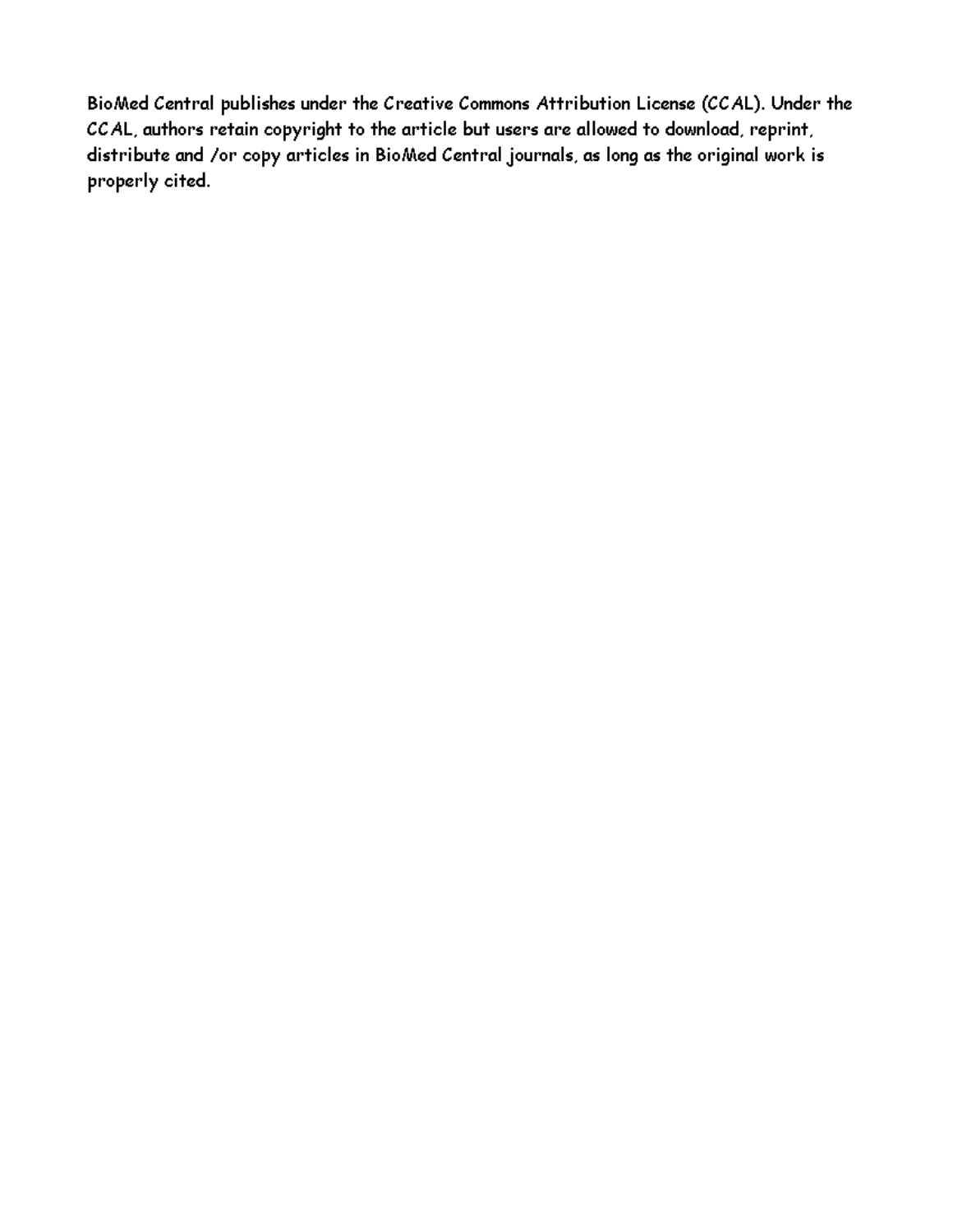BioMed Central publishes under the Creative Commons Attribution License (CCAL). Under the CCAL, authors retain copyright to the article but users are allowed to download, reprint, distribute and /or copy articles in BioMed Central journals, as long as the original work is properly cited.